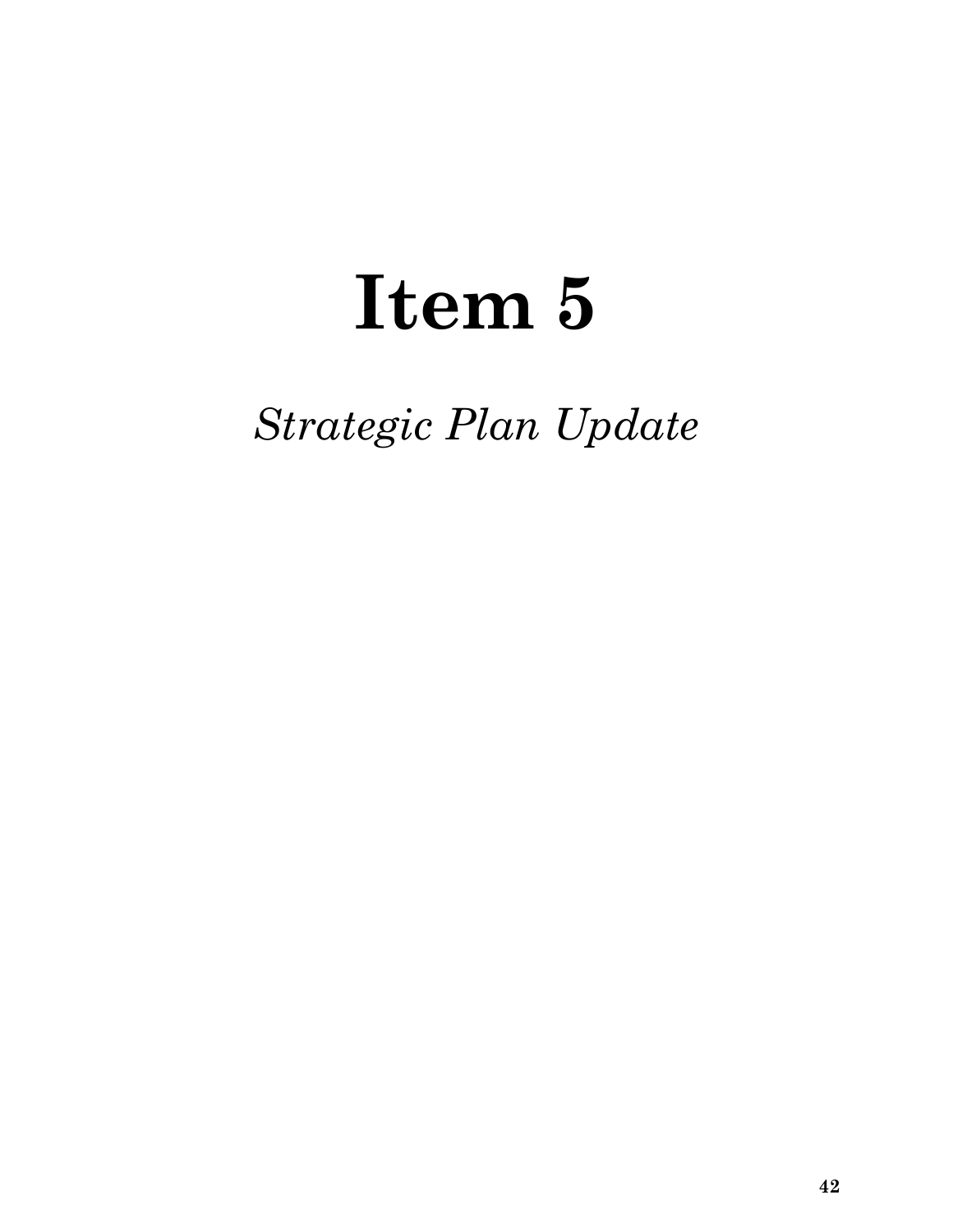# Item 5

*Strategic Plan Update*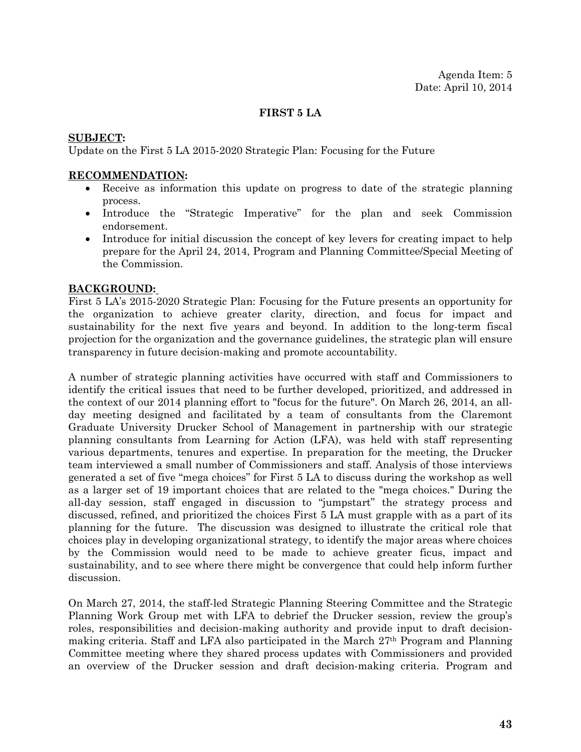Agenda Item: 5
Date: April 10, 2014

**FIRST 5 LA**

**SUBJECT:**
Update on the First 5 LA 2015-2020 Strategic Plan: Focusing for the Future

**RECOMMENDATION:**

- Receive as information this update on progress to date of the strategic planning process.
- Introduce the "Strategic Imperative" for the plan and seek Commission endorsement.
- Introduce for initial discussion the concept of key levers for creating impact to help prepare for the April 24, 2014, Program and Planning Committee/Special Meeting of the Commission.

**BACKGROUND:**
First 5 LA's 2015-2020 Strategic Plan: Focusing for the Future presents an opportunity for the organization to achieve greater clarity, direction, and focus for impact and sustainability for the next five years and beyond. In addition to the long-term fiscal projection for the organization and the governance guidelines, the strategic plan will ensure transparency in future decision-making and promote accountability.

A number of strategic planning activities have occurred with staff and Commissioners to identify the critical issues that need to be further developed, prioritized, and addressed in the context of our 2014 planning effort to "focus for the future". On March 26, 2014, an all-day meeting designed and facilitated by a team of consultants from the Claremont Graduate University Drucker School of Management in partnership with our strategic planning consultants from Learning for Action (LFA), was held with staff representing various departments, tenures and expertise. In preparation for the meeting, the Drucker team interviewed a small number of Commissioners and staff. Analysis of those interviews generated a set of five "mega choices" for First 5 LA to discuss during the workshop as well as a larger set of 19 important choices that are related to the "mega choices." During the all-day session, staff engaged in discussion to "jumpstart" the strategy process and discussed, refined, and prioritized the choices First 5 LA must grapple with as a part of its planning for the future. The discussion was designed to illustrate the critical role that choices play in developing organizational strategy, to identify the major areas where choices by the Commission would need to be made to achieve greater ficus, impact and sustainability, and to see where there might be convergence that could help inform further discussion.

On March 27, 2014, the staff-led Strategic Planning Steering Committee and the Strategic Planning Work Group met with LFA to debrief the Drucker session, review the group's roles, responsibilities and decision-making authority and provide input to draft decision-making criteria. Staff and LFA also participated in the March 27th Program and Planning Committee meeting where they shared process updates with Commissioners and provided an overview of the Drucker session and draft decision-making criteria. Program and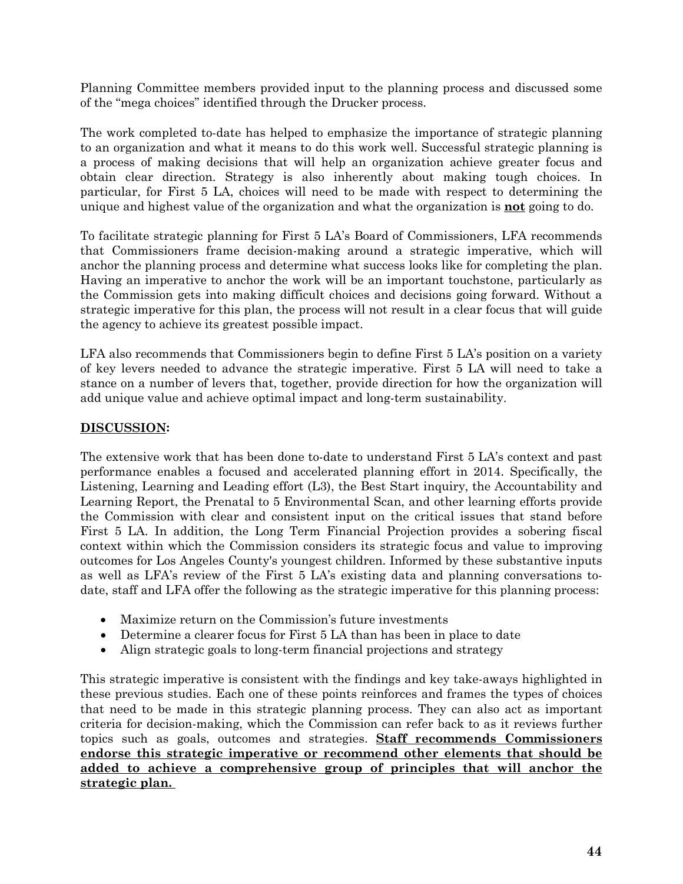Planning Committee members provided input to the planning process and discussed some of the "mega choices" identified through the Drucker process.

The work completed to-date has helped to emphasize the importance of strategic planning to an organization and what it means to do this work well. Successful strategic planning is a process of making decisions that will help an organization achieve greater focus and obtain clear direction. Strategy is also inherently about making tough choices. In particular, for First 5 LA, choices will need to be made with respect to determining the unique and highest value of the organization and what the organization is **not** going to do.

To facilitate strategic planning for First 5 LA's Board of Commissioners, LFA recommends that Commissioners frame decision-making around a strategic imperative, which will anchor the planning process and determine what success looks like for completing the plan. Having an imperative to anchor the work will be an important touchstone, particularly as the Commission gets into making difficult choices and decisions going forward. Without a strategic imperative for this plan, the process will not result in a clear focus that will guide the agency to achieve its greatest possible impact.

LFA also recommends that Commissioners begin to define First 5 LA's position on a variety of key levers needed to advance the strategic imperative. First 5 LA will need to take a stance on a number of levers that, together, provide direction for how the organization will add unique value and achieve optimal impact and long-term sustainability.

**DISCUSSION:**

The extensive work that has been done to-date to understand First 5 LA's context and past performance enables a focused and accelerated planning effort in 2014. Specifically, the Listening, Learning and Leading effort (L3), the Best Start inquiry, the Accountability and Learning Report, the Prenatal to 5 Environmental Scan, and other learning efforts provide the Commission with clear and consistent input on the critical issues that stand before First 5 LA. In addition, the Long Term Financial Projection provides a sobering fiscal context within which the Commission considers its strategic focus and value to improving outcomes for Los Angeles County's youngest children. Informed by these substantive inputs as well as LFA's review of the First 5 LA's existing data and planning conversations to-date, staff and LFA offer the following as the strategic imperative for this planning process:

- Maximize return on the Commission's future investments
- Determine a clearer focus for First 5 LA than has been in place to date
- Align strategic goals to long-term financial projections and strategy

This strategic imperative is consistent with the findings and key take-aways highlighted in these previous studies. Each one of these points reinforces and frames the types of choices that need to be made in this strategic planning process. They can also act as important criteria for decision-making, which the Commission can refer back to as it reviews further topics such as goals, outcomes and strategies. **Staff recommends Commissioners endorse this strategic imperative or recommend other elements that should be added to achieve a comprehensive group of principles that will anchor the strategic plan.**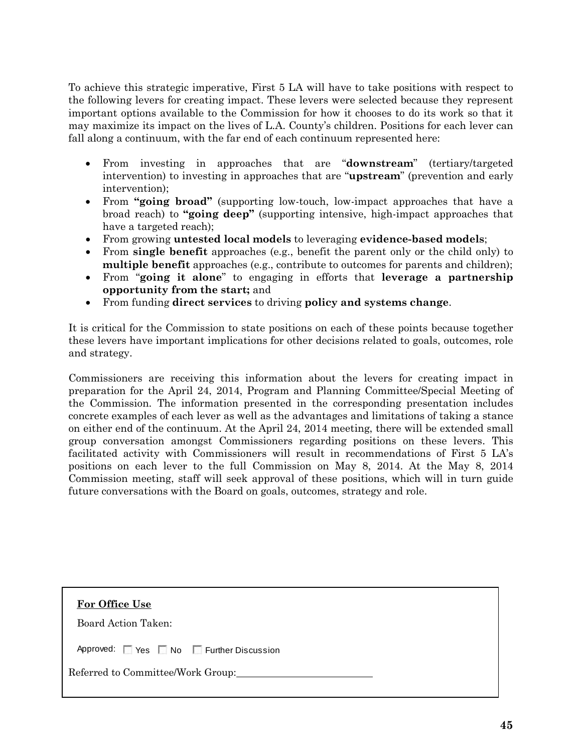To achieve this strategic imperative, First 5 LA will have to take positions with respect to the following levers for creating impact. These levers were selected because they represent important options available to the Commission for how it chooses to do its work so that it may maximize its impact on the lives of L.A. County's children. Positions for each lever can fall along a continuum, with the far end of each continuum represented here:

- From investing in approaches that are "**downstream**" (tertiary/targeted intervention) to investing in approaches that are "**upstream**" (prevention and early intervention);
- From **"going broad"** (supporting low-touch, low-impact approaches that have a broad reach) to **"going deep"** (supporting intensive, high-impact approaches that have a targeted reach);
- From growing **untested local models** to leveraging **evidence-based models**;
- From **single benefit** approaches (e.g., benefit the parent only or the child only) to **multiple benefit** approaches (e.g., contribute to outcomes for parents and children);
- From "**going it alone**" to engaging in efforts that **leverage a partnership opportunity from the start;** and
- From funding **direct services** to driving **policy and systems change**.

It is critical for the Commission to state positions on each of these points because together these levers have important implications for other decisions related to goals, outcomes, role and strategy.

Commissioners are receiving this information about the levers for creating impact in preparation for the April 24, 2014, Program and Planning Committee/Special Meeting of the Commission. The information presented in the corresponding presentation includes concrete examples of each lever as well as the advantages and limitations of taking a stance on either end of the continuum. At the April 24, 2014 meeting, there will be extended small group conversation amongst Commissioners regarding positions on these levers. This facilitated activity with Commissioners will result in recommendations of First 5 LA's positions on each lever to the full Commission on May 8, 2014. At the May 8, 2014 Commission meeting, staff will seek approval of these positions, which will in turn guide future conversations with the Board on goals, outcomes, strategy and role.

**For Office Use**

Board Action Taken:

Approved: ☐ Yes ☐ No ☐ Further Discussion

Referred to Committee/Work Group:\_\_\_\_\_\_\_\_\_\_\_\_\_\_\_\_\_\_\_\_\_\_\_\_\_\_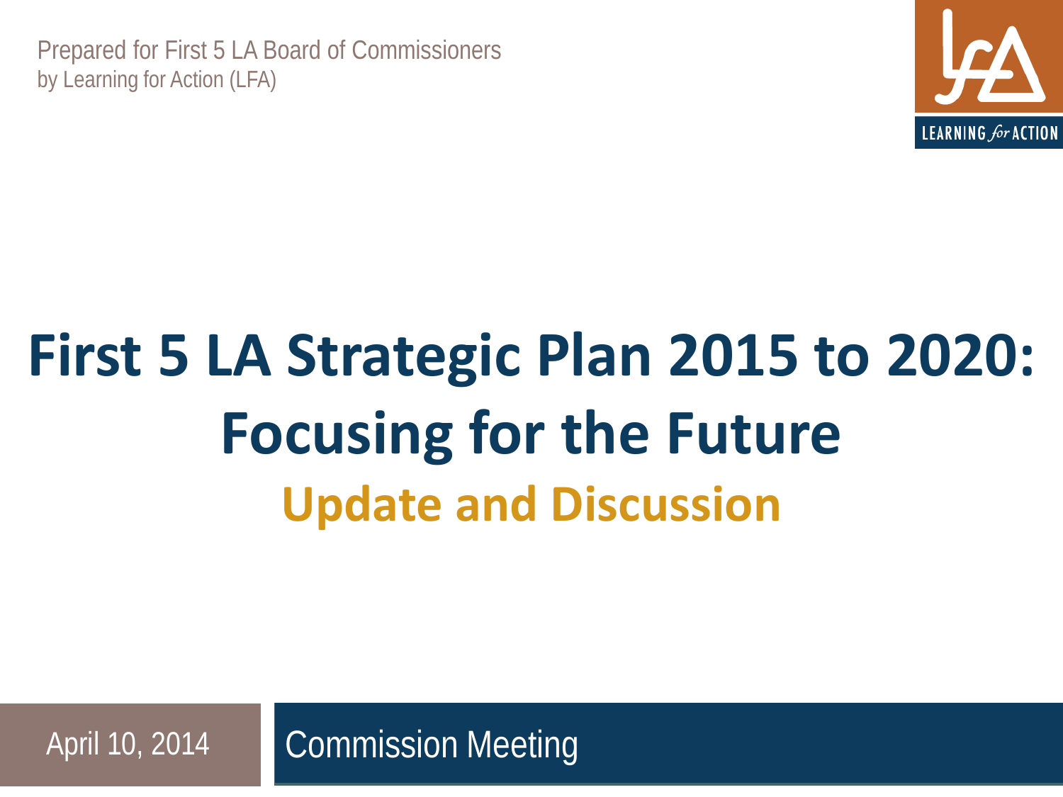Prepared for First 5 LA Board of Commissioners
by Learning for Action (LFA)

LEARNING *for* ACTION

# First 5 LA Strategic Plan 2015 to 2020: Focusing for the Future

## Update and Discussion

April 10, 2014

Commission Meeting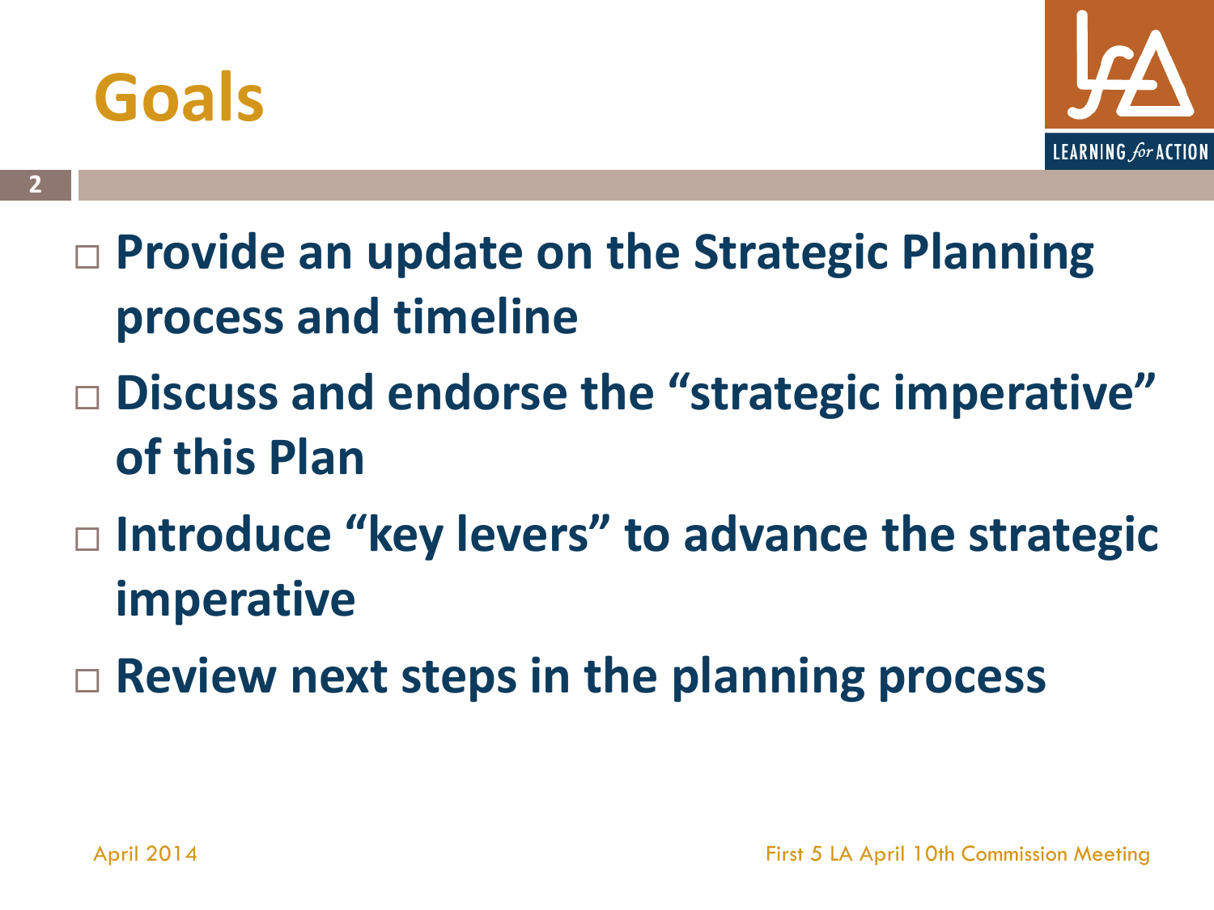# Goals

- **Provide an update on the Strategic Planning process and timeline**
- **Discuss and endorse the "strategic imperative" of this Plan**
- **Introduce "key levers" to advance the strategic imperative**
- **Review next steps in the planning process**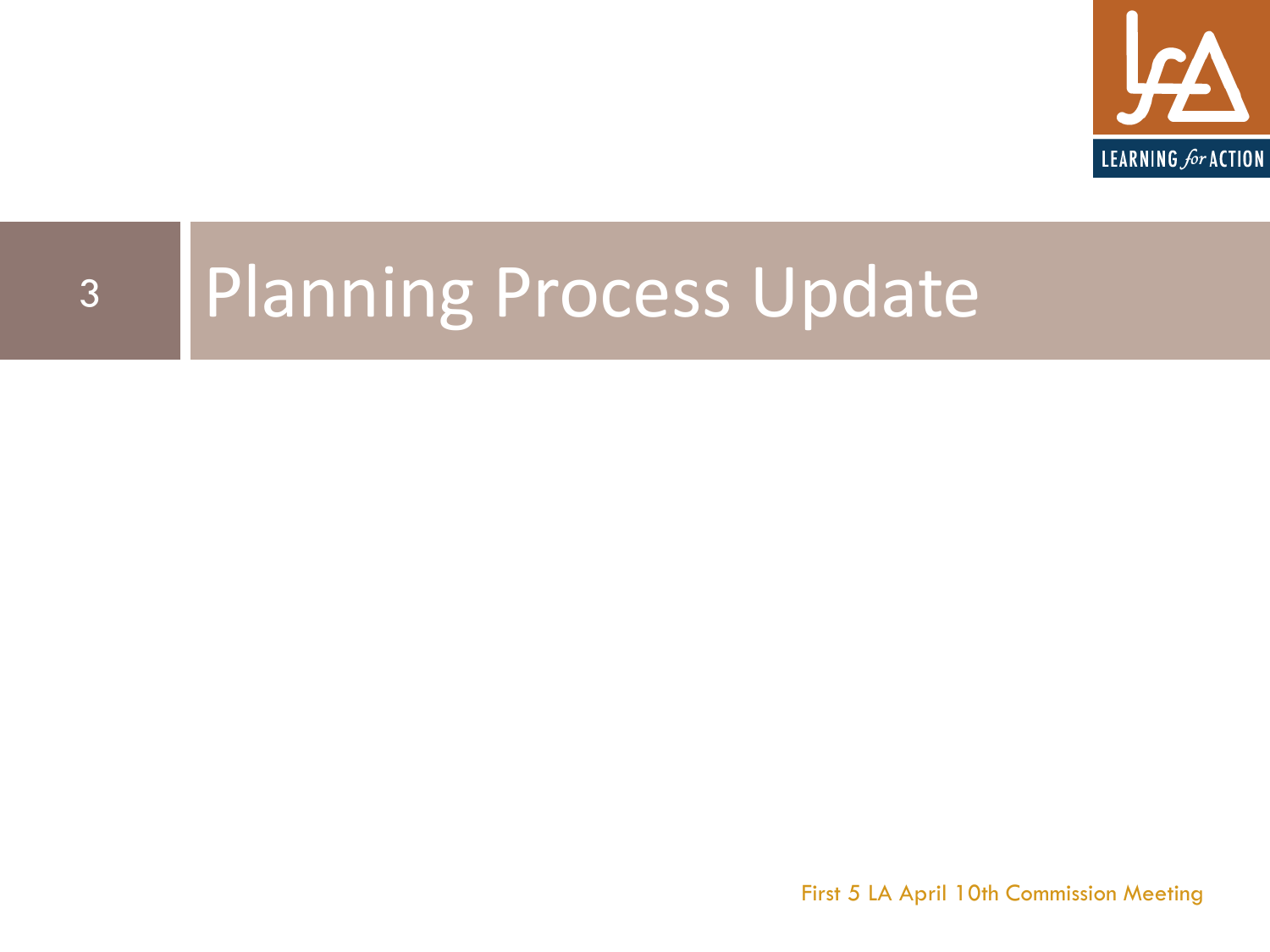# Planning Process Update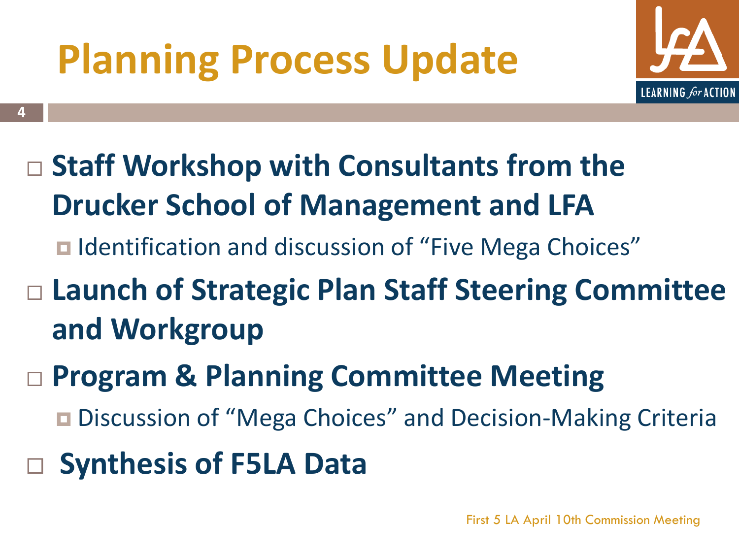# Planning Process Update

- **Staff Workshop with Consultants from the Drucker School of Management and LFA**
  - Identification and discussion of "Five Mega Choices"
- **Launch of Strategic Plan Staff Steering Committee and Workgroup**
- **Program & Planning Committee Meeting**
  - Discussion of "Mega Choices" and Decision-Making Criteria
- **Synthesis of F5LA Data**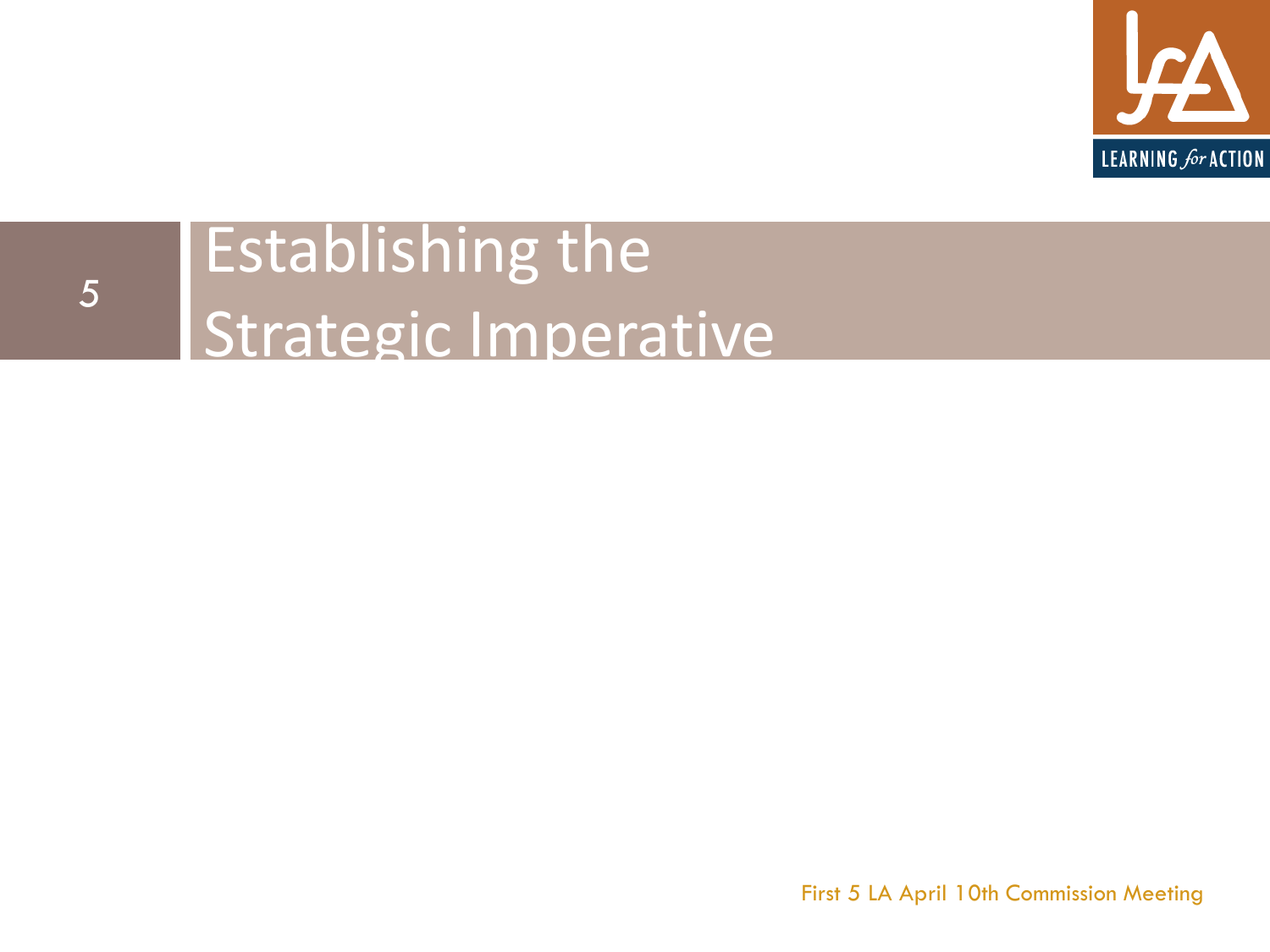# Establishing the Strategic Imperative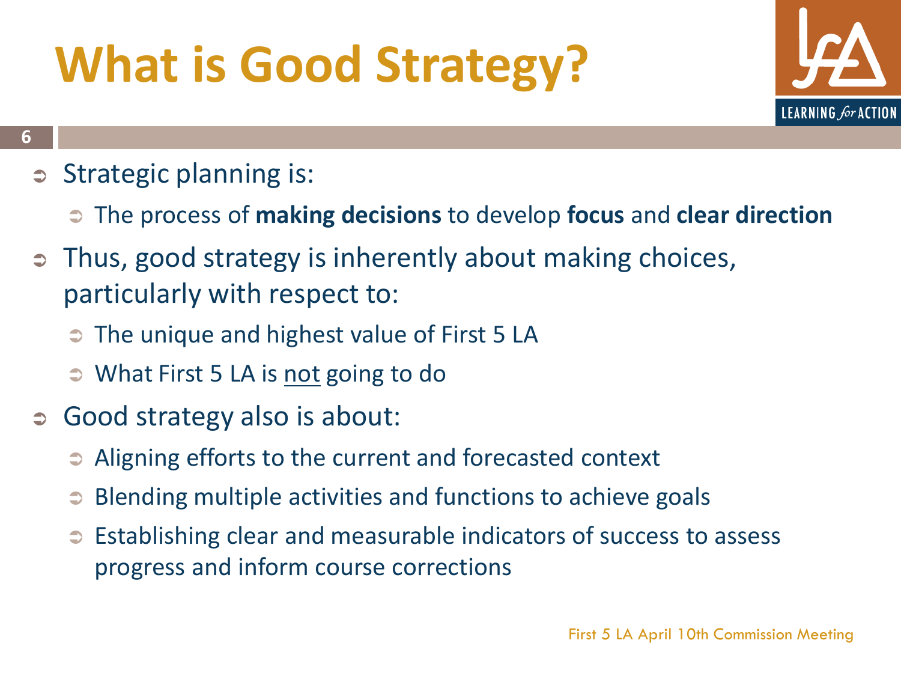# What is Good Strategy?

- Strategic planning is:
  - The process of **making decisions** to develop **focus** and **clear direction**
- Thus, good strategy is inherently about making choices, particularly with respect to:
  - The unique and highest value of First 5 LA
  - What First 5 LA is <u>not</u> going to do
- Good strategy also is about:
  - Aligning efforts to the current and forecasted context
  - Blending multiple activities and functions to achieve goals
  - Establishing clear and measurable indicators of success to assess progress and inform course corrections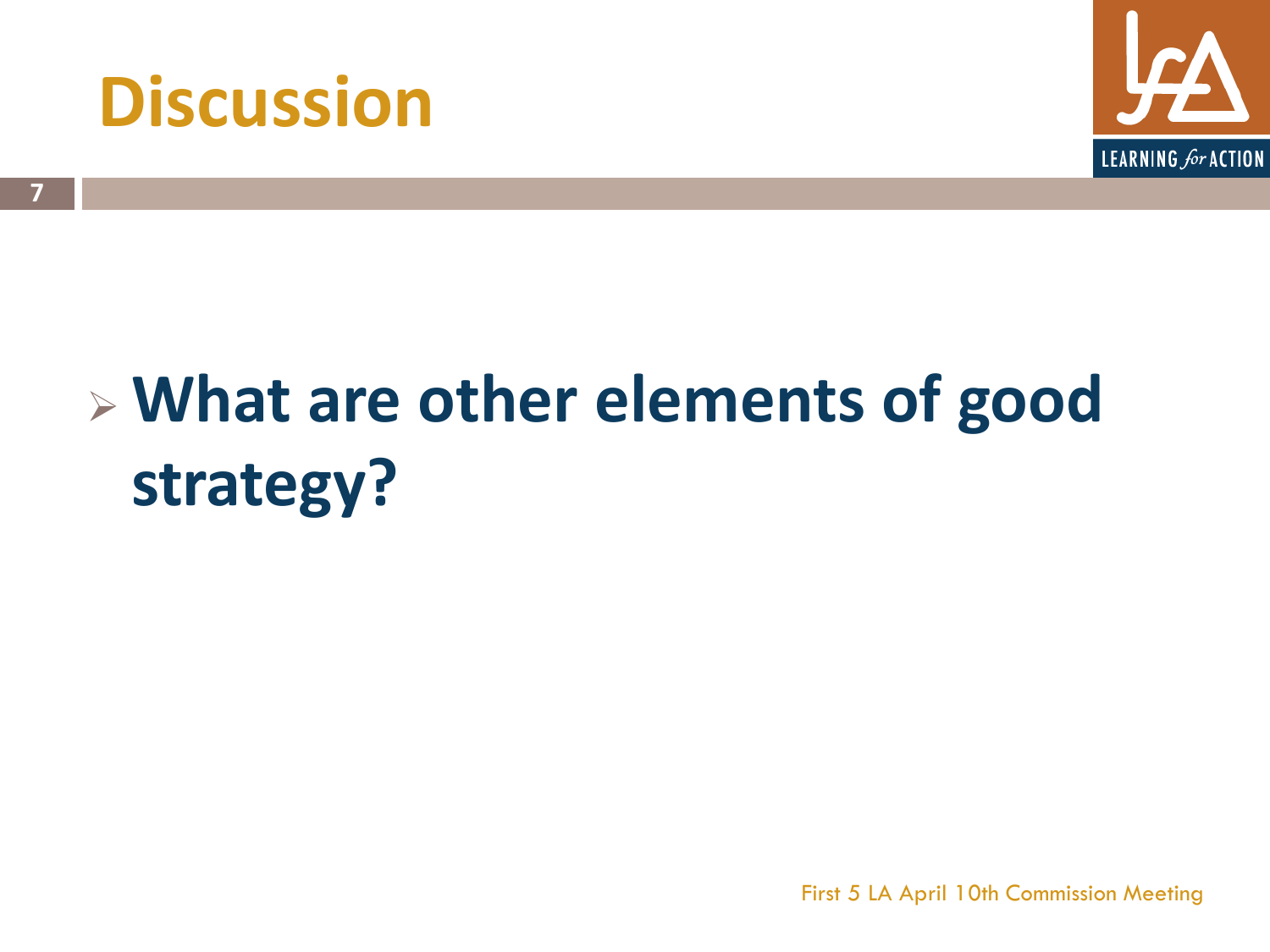# Discussion

- **What are other elements of good strategy?**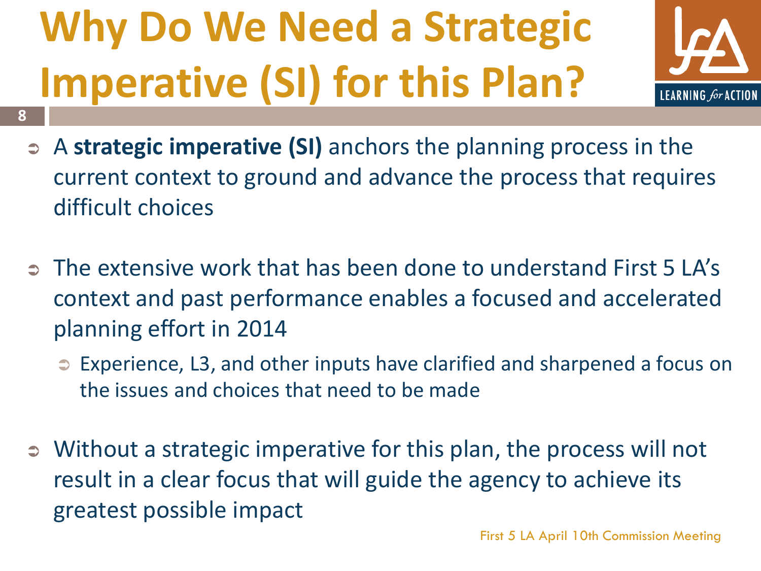# Why Do We Need a Strategic Imperative (SI) for this Plan?

- A **strategic imperative (SI)** anchors the planning process in the current context to ground and advance the process that requires difficult choices

- The extensive work that has been done to understand First 5 LA's context and past performance enables a focused and accelerated planning effort in 2014
  - Experience, L3, and other inputs have clarified and sharpened a focus on the issues and choices that need to be made

- Without a strategic imperative for this plan, the process will not result in a clear focus that will guide the agency to achieve its greatest possible impact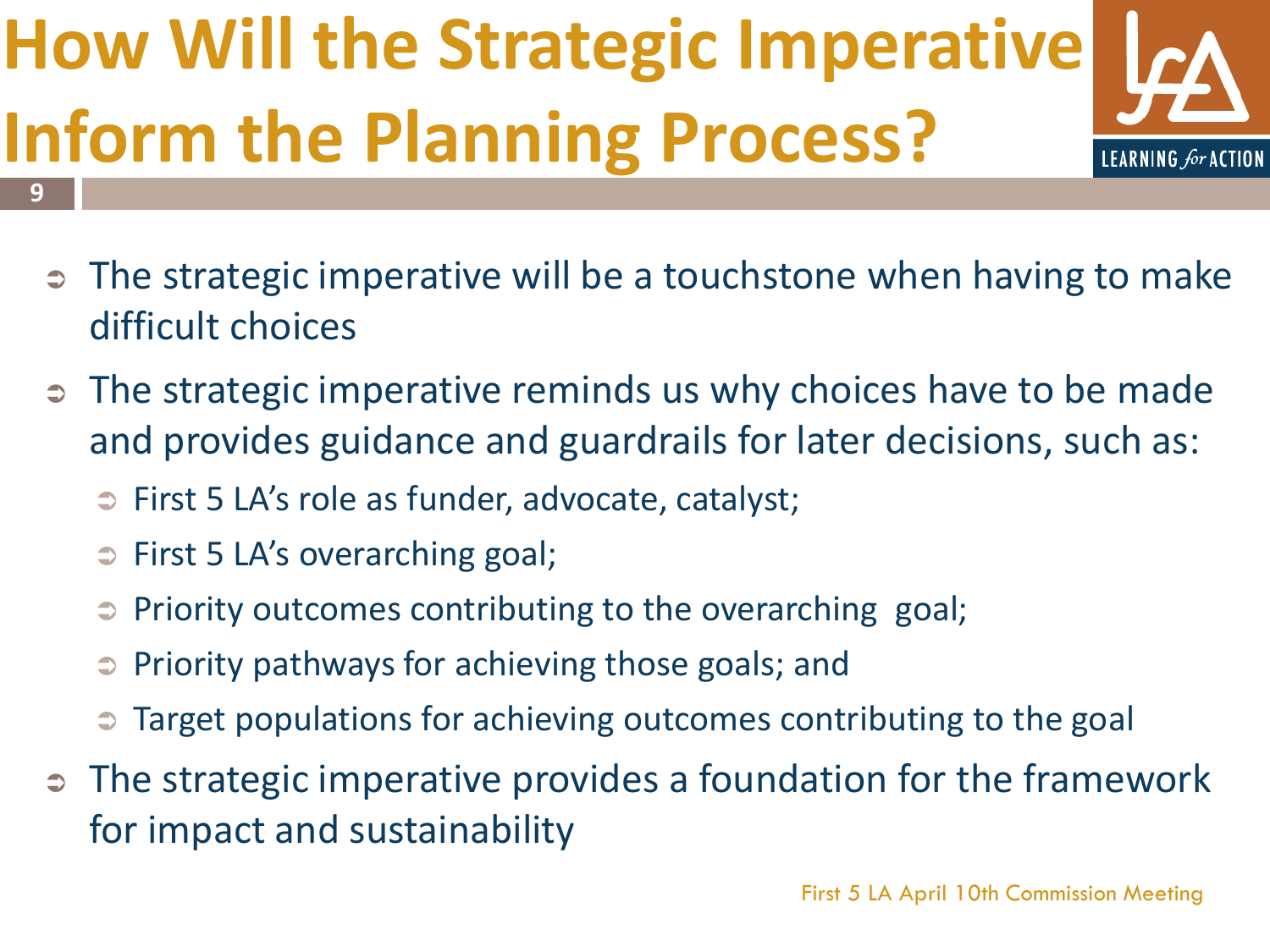# How Will the Strategic Imperative Inform the Planning Process?

- The strategic imperative will be a touchstone when having to make difficult choices
- The strategic imperative reminds us why choices have to be made and provides guidance and guardrails for later decisions, such as:
  - First 5 LA's role as funder, advocate, catalyst;
  - First 5 LA's overarching goal;
  - Priority outcomes contributing to the overarching goal;
  - Priority pathways for achieving those goals; and
  - Target populations for achieving outcomes contributing to the goal
- The strategic imperative provides a foundation for the framework for impact and sustainability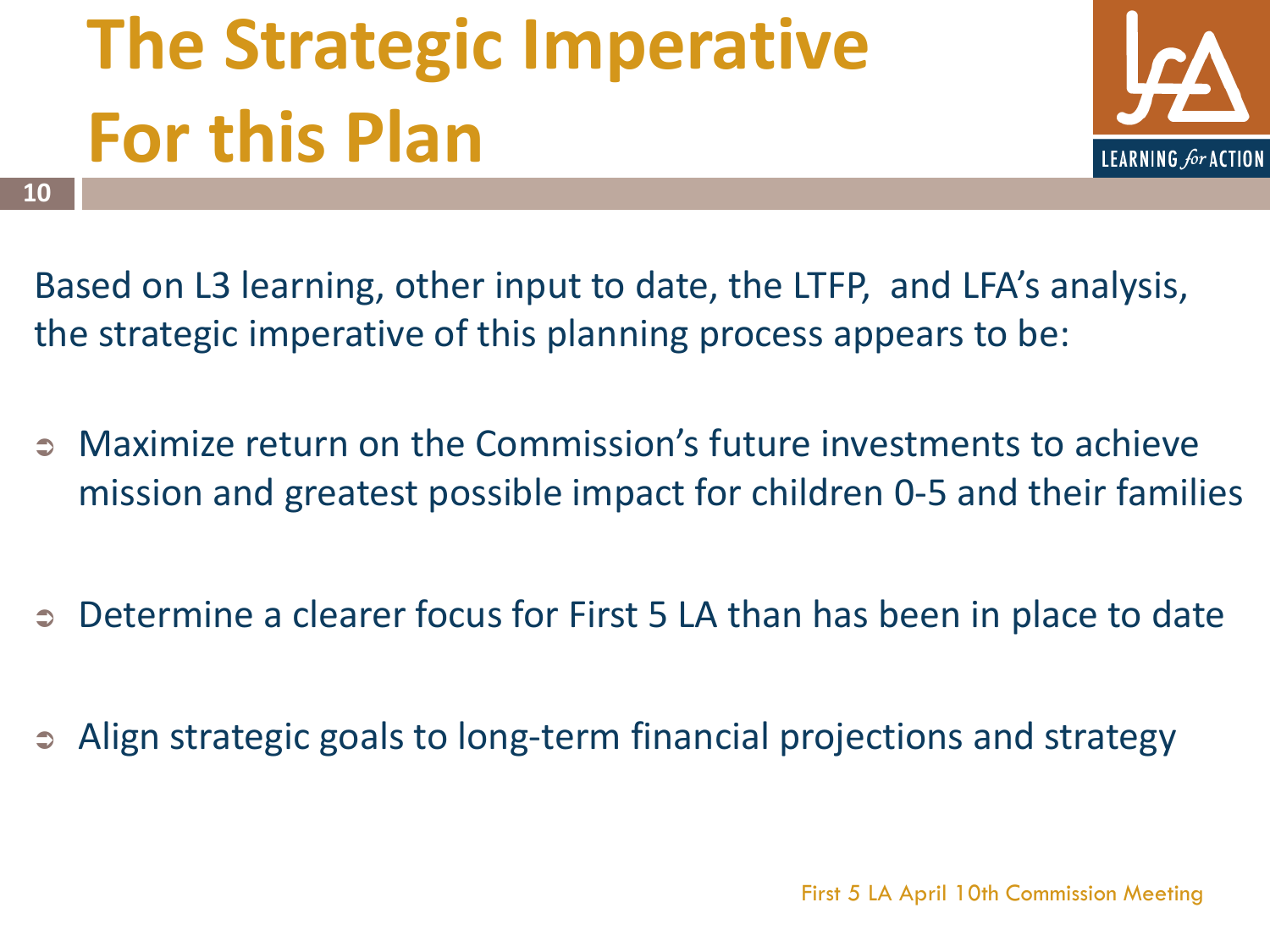# The Strategic Imperative For this Plan

Based on L3 learning, other input to date, the LTFP, and LFA's analysis, the strategic imperative of this planning process appears to be:

- Maximize return on the Commission's future investments to achieve mission and greatest possible impact for children 0-5 and their families
- Determine a clearer focus for First 5 LA than has been in place to date
- Align strategic goals to long-term financial projections and strategy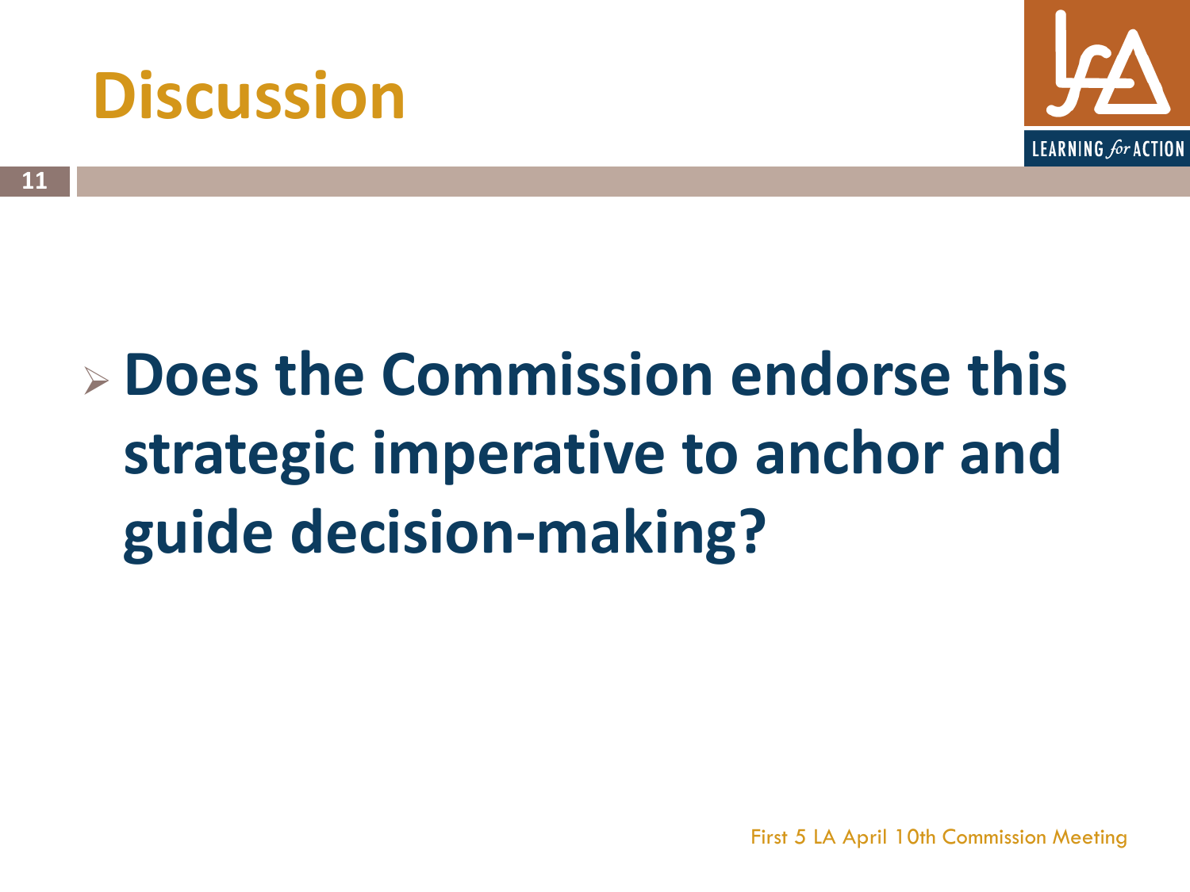# Discussion

- **Does the Commission endorse this strategic imperative to anchor and guide decision-making?**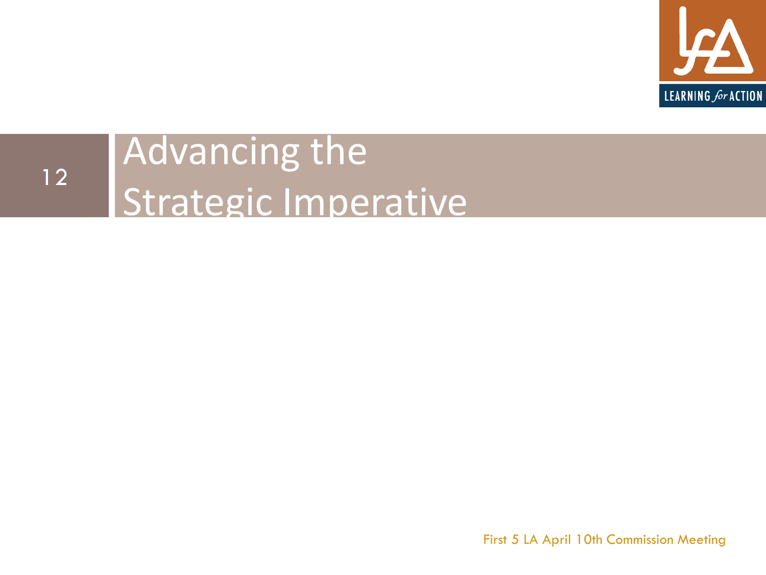# Advancing the Strategic Imperative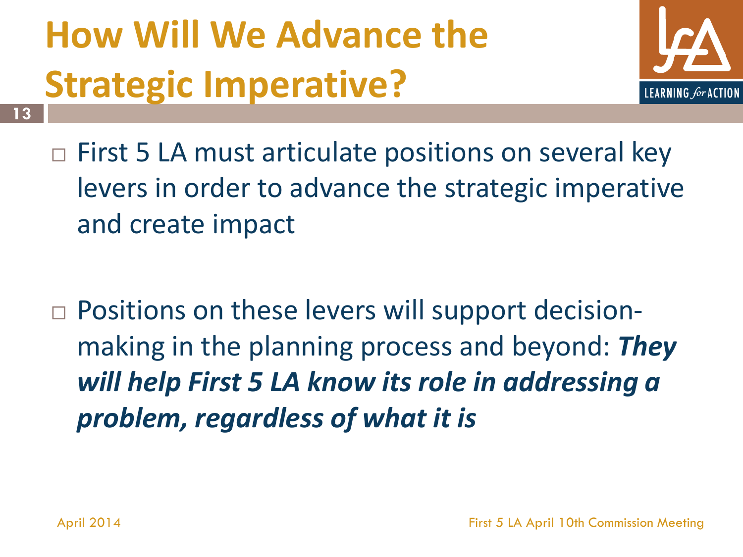# How Will We Advance the Strategic Imperative?

- First 5 LA must articulate positions on several key levers in order to advance the strategic imperative and create impact

- Positions on these levers will support decision-making in the planning process and beyond: ***They will help First 5 LA know its role in addressing a problem, regardless of what it is***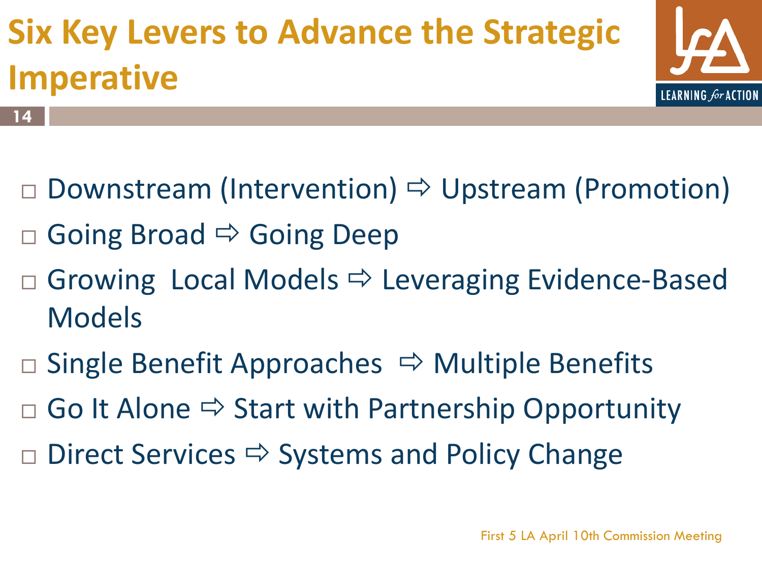# Six Key Levers to Advance the Strategic Imperative

- Downstream (Intervention) ⇨ Upstream (Promotion)
- Going Broad ⇨ Going Deep
- Growing Local Models ⇨ Leveraging Evidence-Based Models
- Single Benefit Approaches ⇨ Multiple Benefits
- Go It Alone ⇨ Start with Partnership Opportunity
- Direct Services ⇨ Systems and Policy Change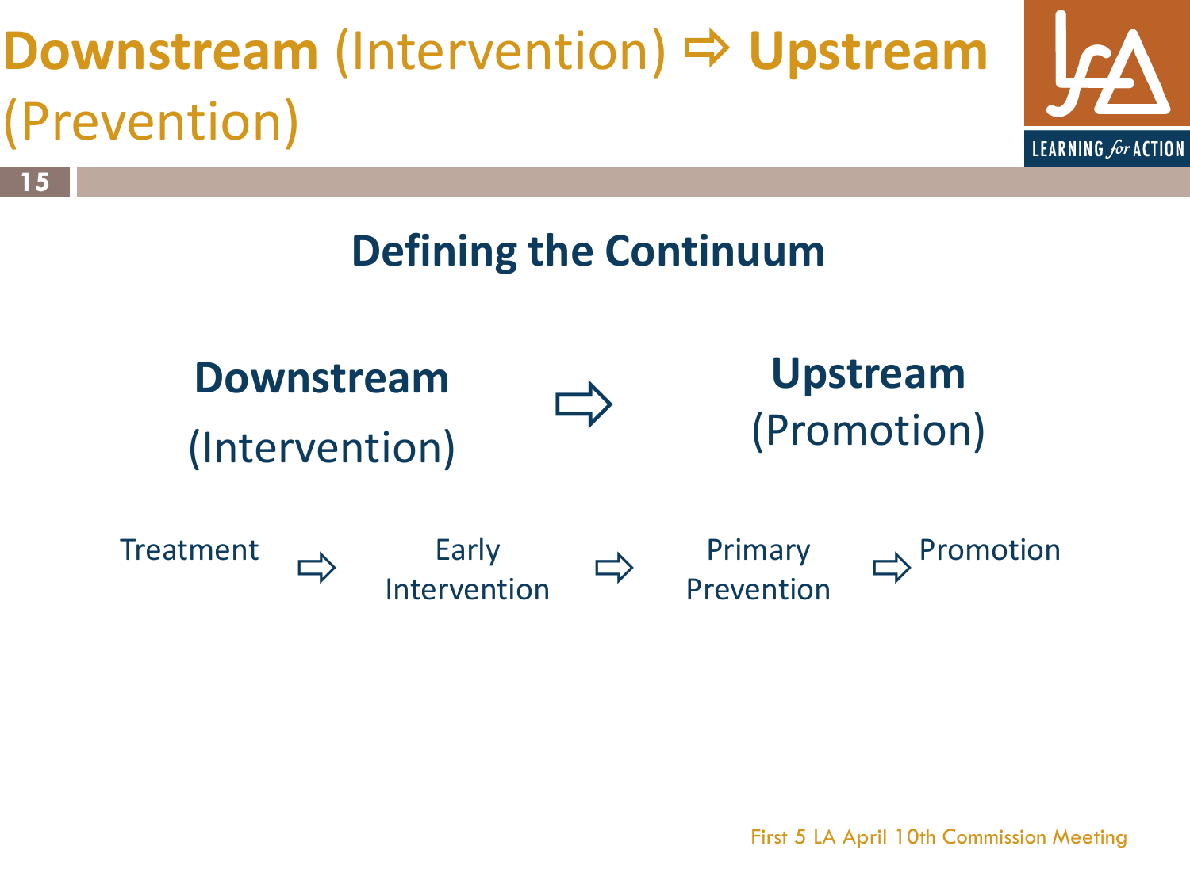# **Downstream** (Intervention) ⇨ **Upstream** (Prevention)

## Defining the Continuum

**Downstream** (Intervention) ⇨ **Upstream** (Promotion)

Treatment ⇨ Early Intervention ⇨ Primary Prevention ⇨ Promotion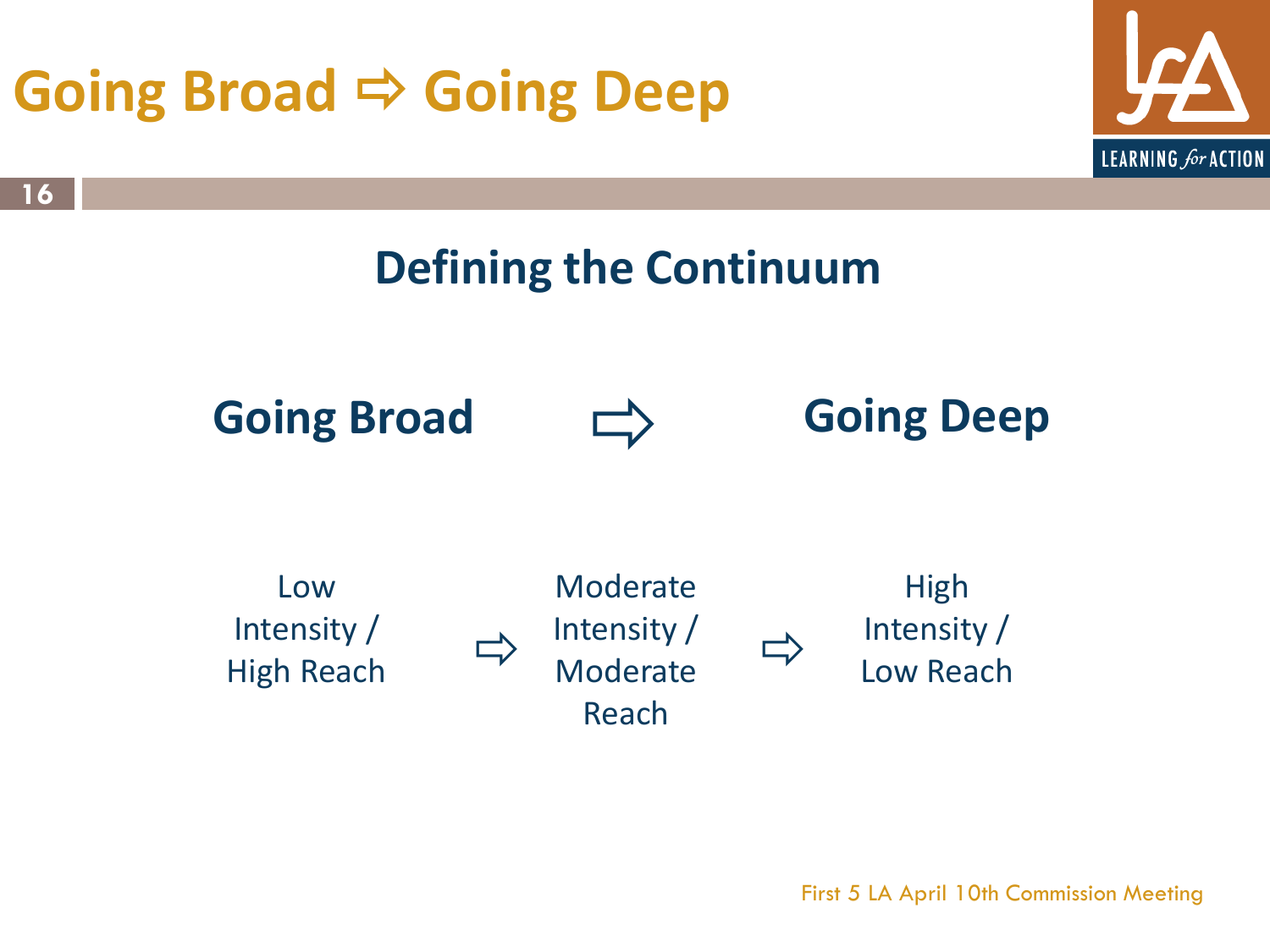# Going Broad ⇨ Going Deep

## Defining the Continuum

**Going Broad** ⇨ **Going Deep**

Low Intensity / High Reach ⇨ Moderate Intensity / Moderate Reach ⇨ High Intensity / Low Reach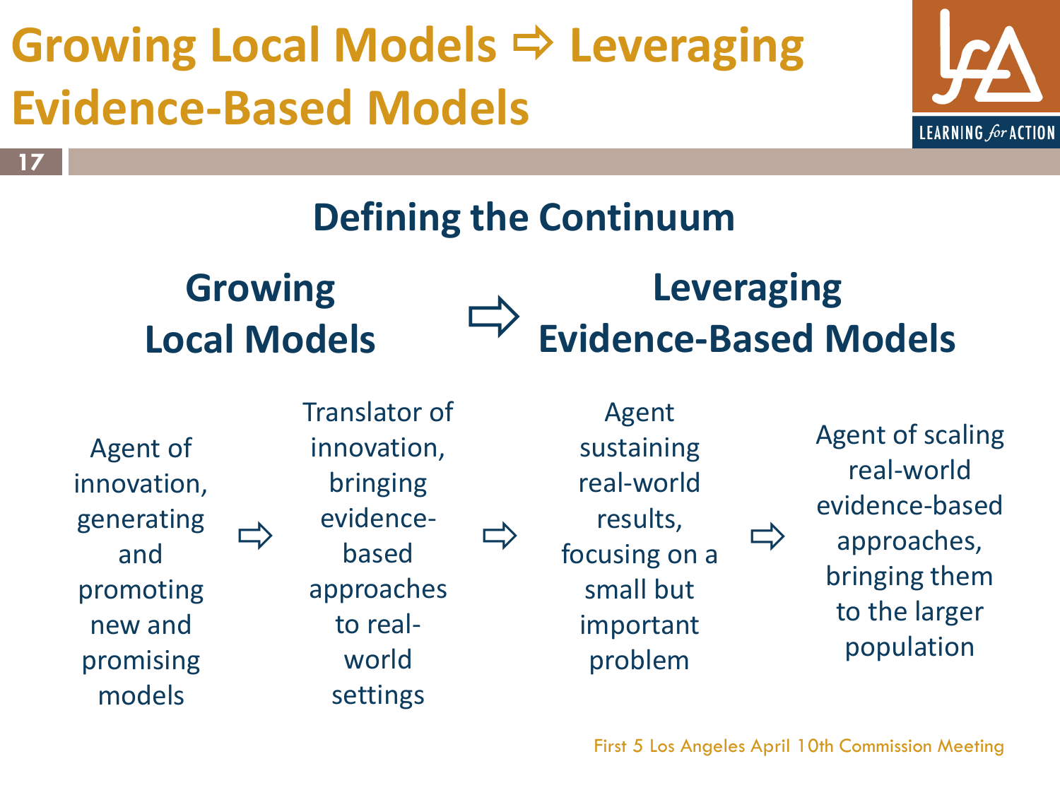# Growing Local Models ⇨ Leveraging Evidence-Based Models

## Defining the Continuum

**Growing Local Models** ⇨ **Leveraging Evidence-Based Models**

Agent of innovation, generating and promoting new and promising models ⇨ Translator of innovation, bringing evidence-based approaches to real-world settings ⇨ Agent sustaining real-world results, focusing on a small but important problem ⇨ Agent of scaling real-world evidence-based approaches, bringing them to the larger population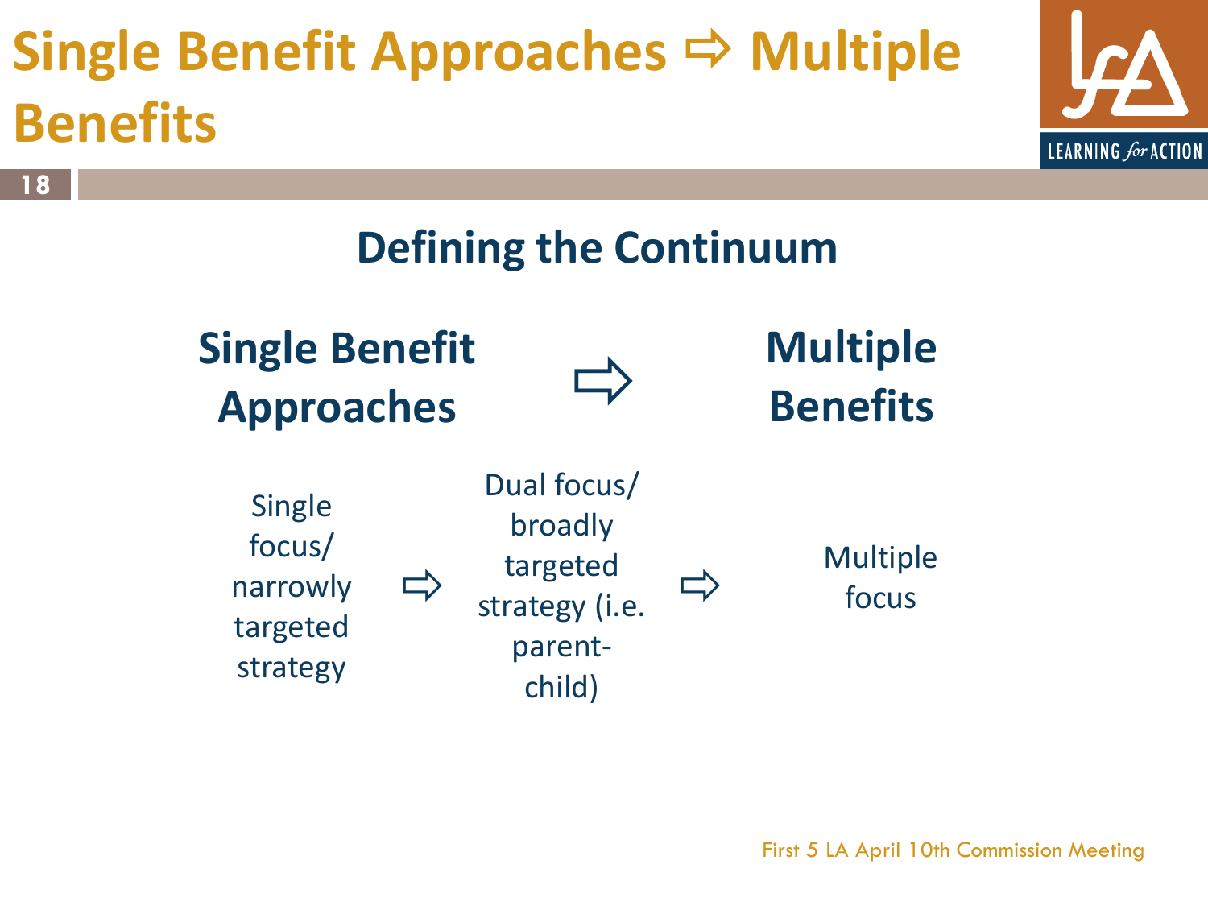# Single Benefit Approaches ⇨ Multiple Benefits

## Defining the Continuum

**Single Benefit Approaches** ⇨ **Multiple Benefits**

Single focus/ narrowly targeted strategy ⇨ Dual focus/ broadly targeted strategy (i.e. parent-child) ⇨ Multiple focus

First 5 LA April 10th Commission Meeting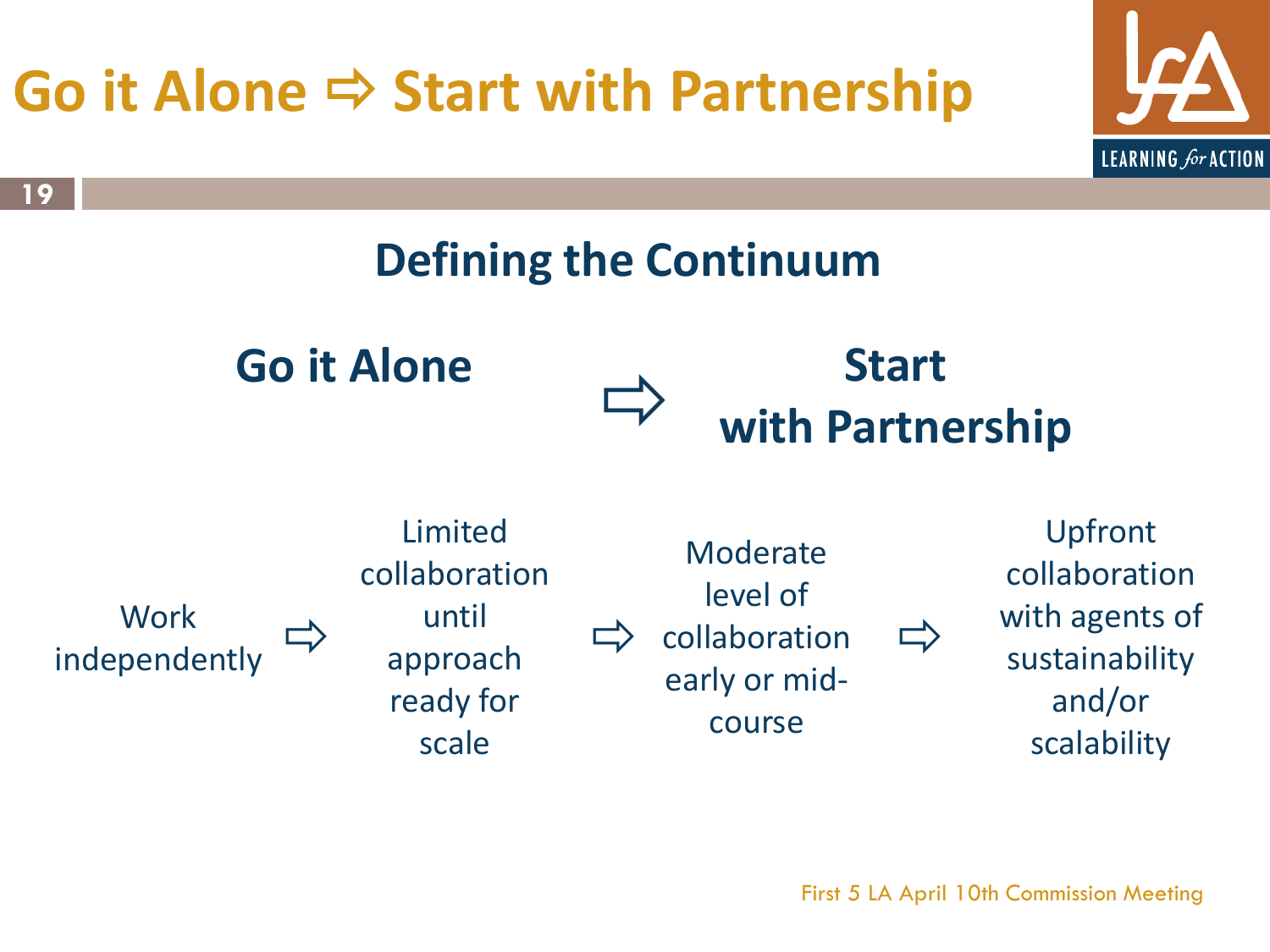# Go it Alone ⇨ Start with Partnership

## Defining the Continuum

**Go it Alone** ⇨ **Start with Partnership**

Work independently ⇨ Limited collaboration until approach ready for scale ⇨ Moderate level of collaboration early or mid-course ⇨ Upfront collaboration with agents of sustainability and/or scalability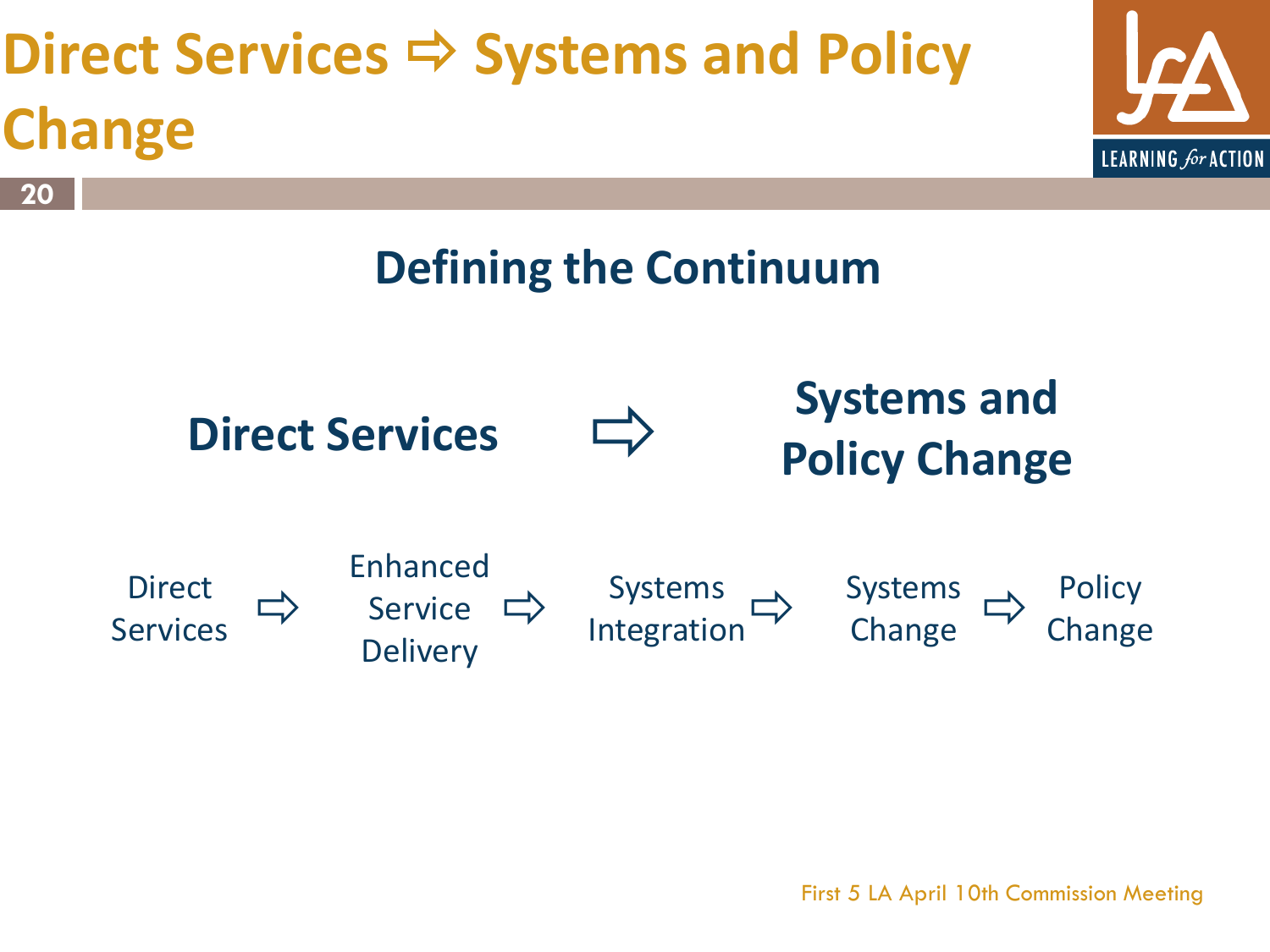# Direct Services ⇨ Systems and Policy Change

## Defining the Continuum

**Direct Services** ⇨ **Systems and Policy Change**

Direct Services ⇨ Enhanced Service Delivery ⇨ Systems Integration ⇨ Systems Change ⇨ Policy Change

First 5 LA April 10th Commission Meeting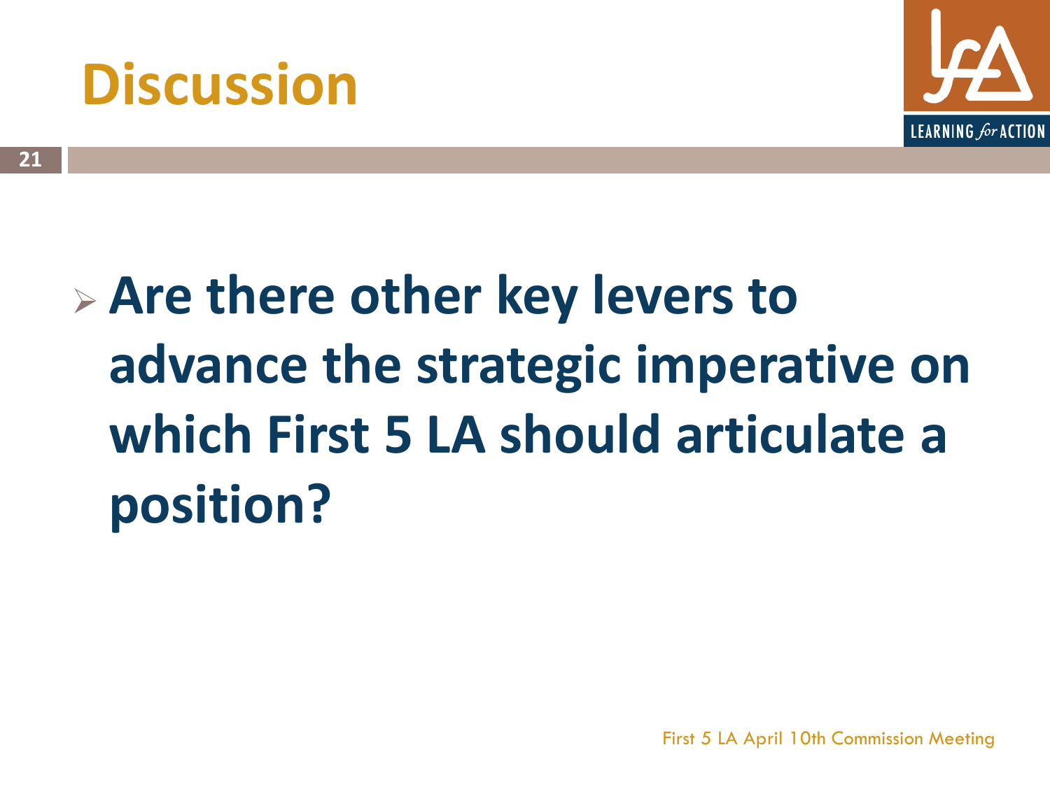# Discussion

- **Are there other key levers to advance the strategic imperative on which First 5 LA should articulate a position?**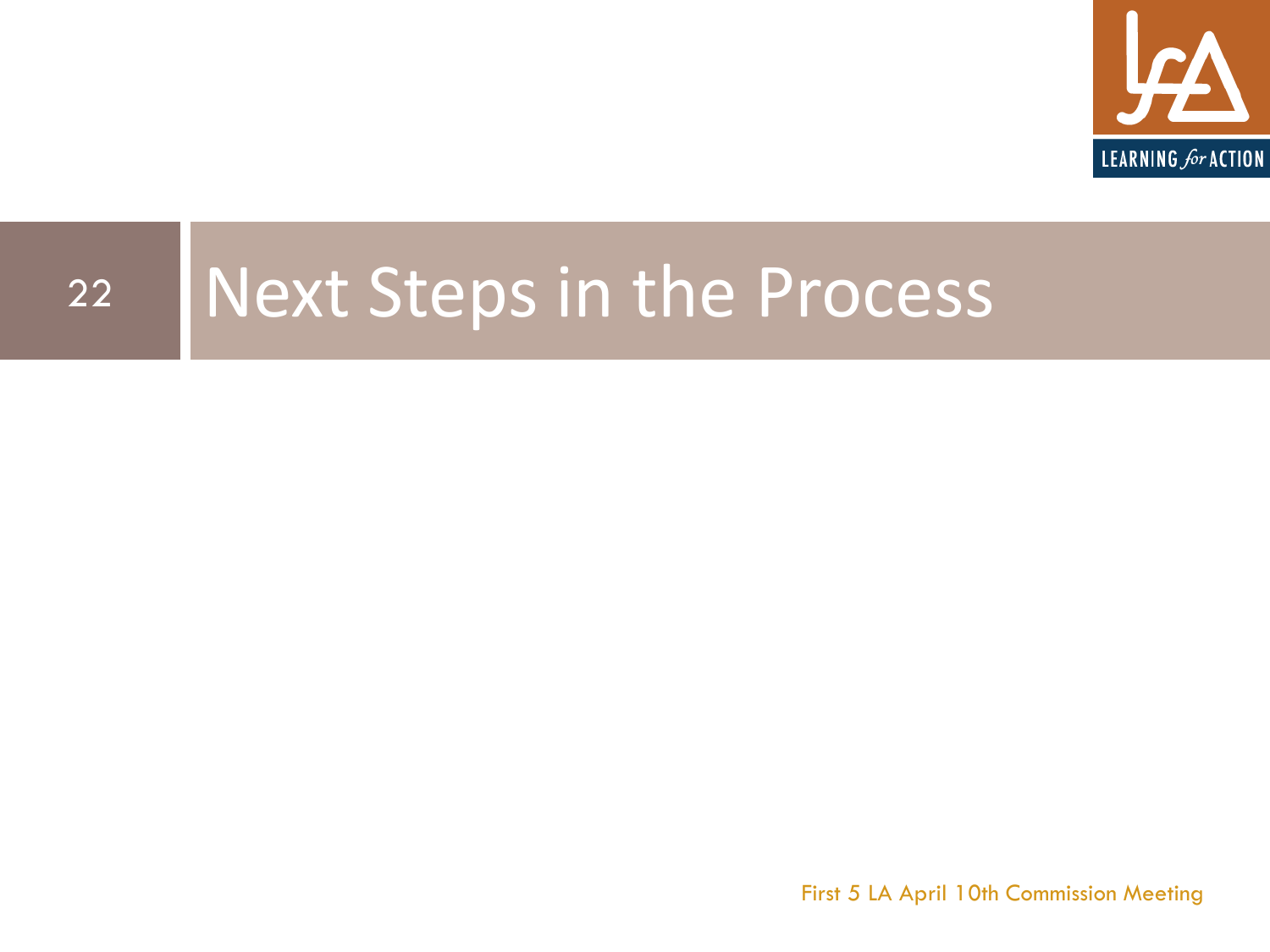# Next Steps in the Process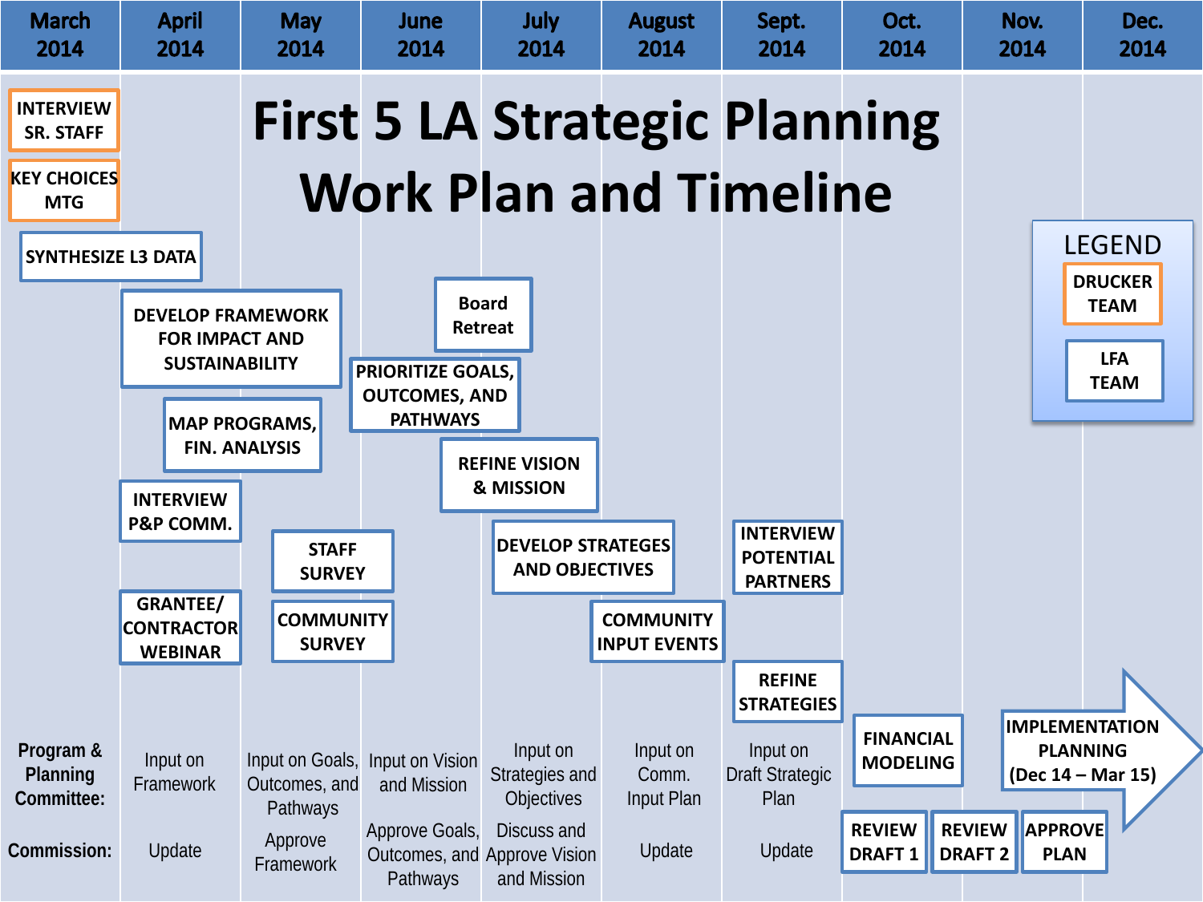# First 5 LA Strategic Planning Work Plan and Timeline

| March 2014 | April 2014 | May 2014 | June 2014 | July 2014 | August 2014 | Sept. 2014 | Oct. 2014 | Nov. 2014 | Dec. 2014 |
|---|---|---|---|---|---|---|---|---|---|

**Activities (by approximate timing):**

- March 2014: INTERVIEW SR. STAFF; KEY CHOICES MTG; SYNTHESIZE L3 DATA
- April–May 2014: DEVELOP FRAMEWORK FOR IMPACT AND SUSTAINABILITY; MAP PROGRAMS, FIN. ANALYSIS
- April 2014: INTERVIEW P&P COMM.; GRANTEE/CONTRACTOR WEBINAR
- May 2014: STAFF SURVEY; COMMUNITY SURVEY
- June 2014: Board Retreat; PRIORITIZE GOALS, OUTCOMES, AND PATHWAYS
- June–July 2014: REFINE VISION & MISSION
- July–August 2014: DEVELOP STRATEGES AND OBJECTIVES
- August 2014: COMMUNITY INPUT EVENTS
- Sept. 2014: INTERVIEW POTENTIAL PARTNERS; REFINE STRATEGIES
- Oct. 2014: FINANCIAL MODELING; REVIEW DRAFT 1
- Nov. 2014: REVIEW DRAFT 2
- Dec. 2014: APPROVE PLAN; IMPLEMENTATION PLANNING (Dec 14 – Mar 15)

| | April 2014 | May 2014 | June 2014 | July 2014 | August 2014 | Sept. 2014 |
|---|---|---|---|---|---|---|
| **Program & Planning Committee:** | Input on Framework | Input on Goals, Outcomes, and Pathways | Input on Vision and Mission | Input on Strategies and Objectives | Input on Comm. Input Plan | Input on Draft Strategic Plan |
| **Commission:** | Update | Approve Framework | Approve Goals, Outcomes, and Pathways | Discuss and Approve Vision and Mission | Update | Update |

**LEGEND**

- DRUCKER TEAM
- LFA TEAM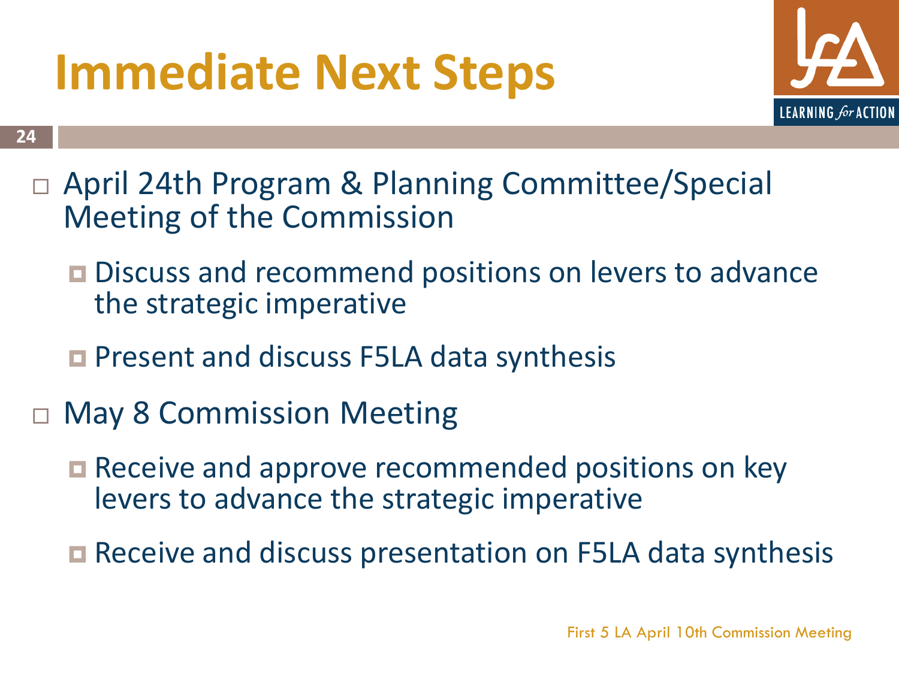# Immediate Next Steps

- April 24th Program & Planning Committee/Special Meeting of the Commission
  - Discuss and recommend positions on levers to advance the strategic imperative
  - Present and discuss F5LA data synthesis
- May 8 Commission Meeting
  - Receive and approve recommended positions on key levers to advance the strategic imperative
  - Receive and discuss presentation on F5LA data synthesis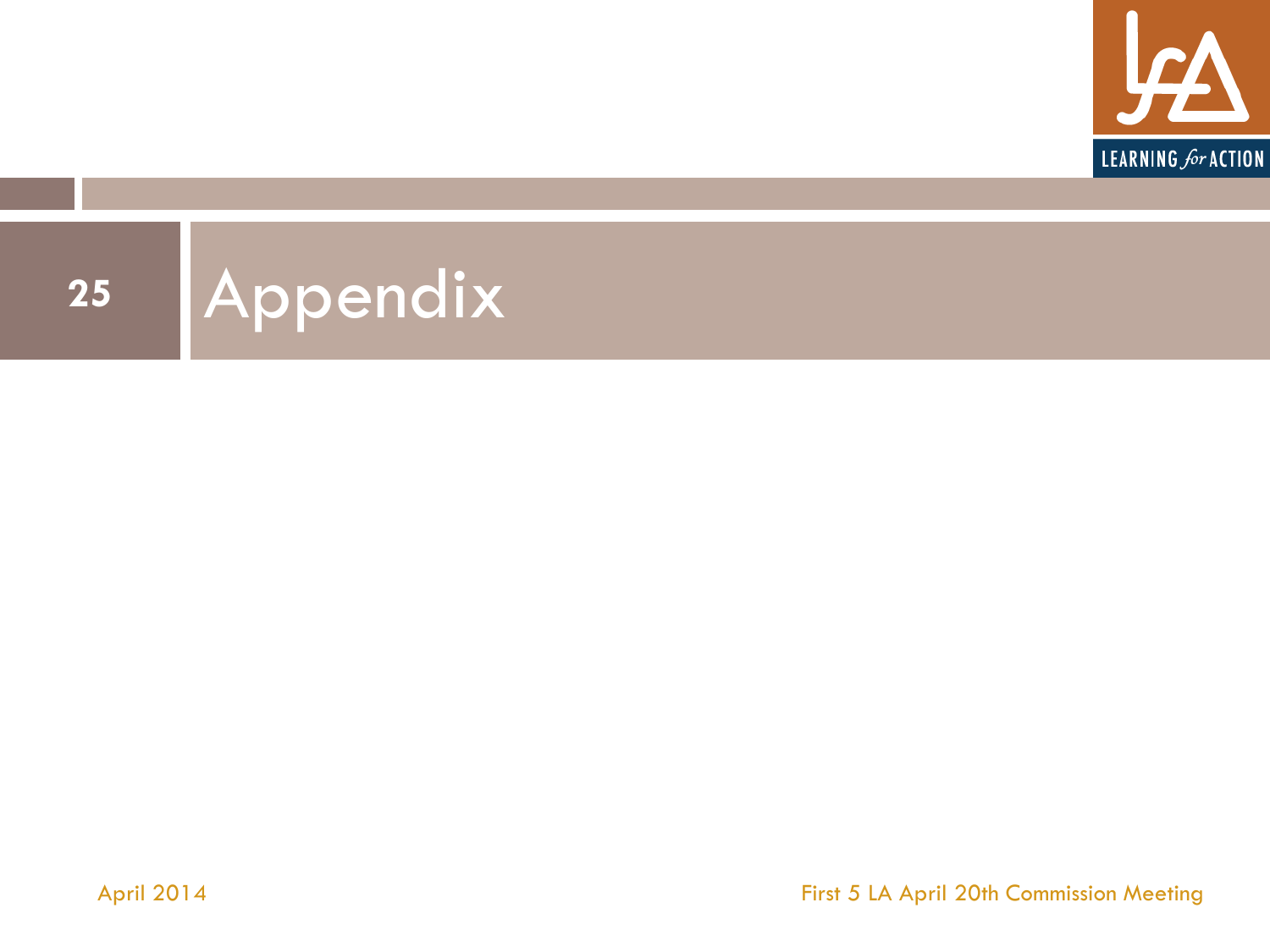# Appendix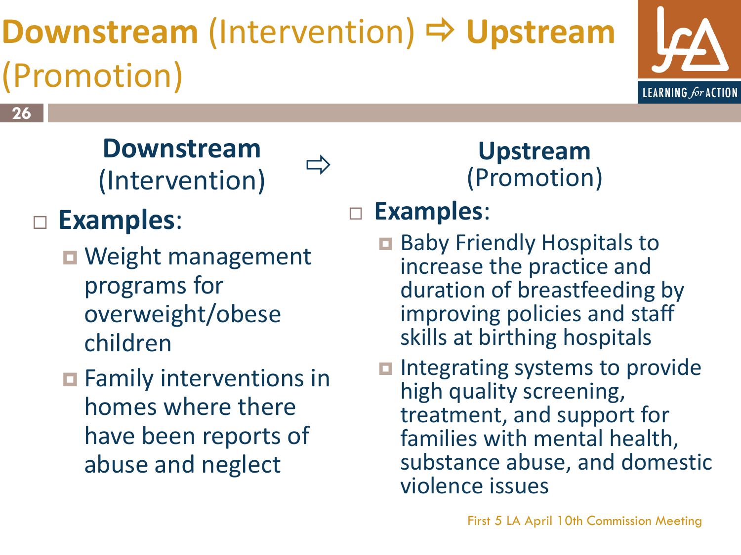# **Downstream** (Intervention) ⇨ **Upstream** (Promotion)

## **Downstream** (Intervention) ⇨

- **Examples**:
  - Weight management programs for overweight/obese children
  - Family interventions in homes where there have been reports of abuse and neglect

## **Upstream** (Promotion)

- **Examples**:
  - Baby Friendly Hospitals to increase the practice and duration of breastfeeding by improving policies and staff skills at birthing hospitals
  - Integrating systems to provide high quality screening, treatment, and support for families with mental health, substance abuse, and domestic violence issues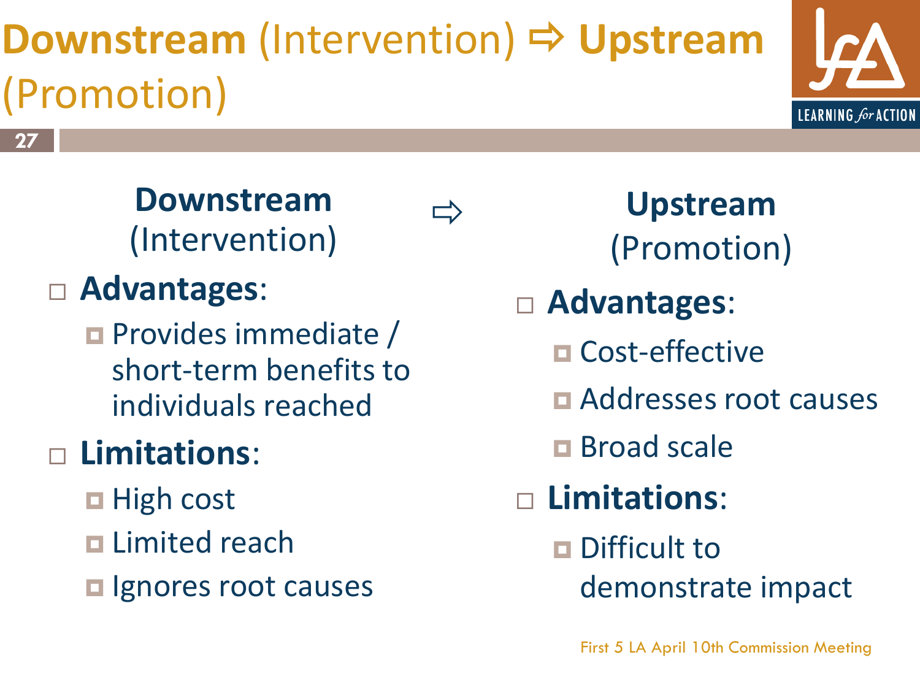# Downstream (Intervention) ⇨ Upstream (Promotion)

## **Downstream** (Intervention)

- **Advantages**:
  - Provides immediate / short-term benefits to individuals reached
- **Limitations**:
  - High cost
  - Limited reach
  - Ignores root causes

⇨

## **Upstream** (Promotion)

- **Advantages**:
  - Cost-effective
  - Addresses root causes
  - Broad scale
- **Limitations**:
  - Difficult to demonstrate impact

First 5 LA April 10th Commission Meeting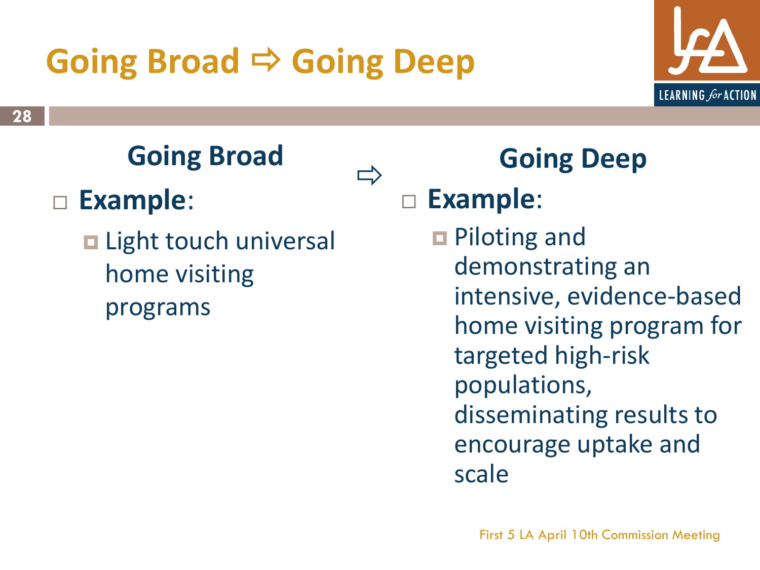# Going Broad ⇨ Going Deep

## Going Broad

- **Example**:
  - Light touch universal home visiting programs

⇨

## Going Deep

- **Example**:
  - Piloting and demonstrating an intensive, evidence-based home visiting program for targeted high-risk populations, disseminating results to encourage uptake and scale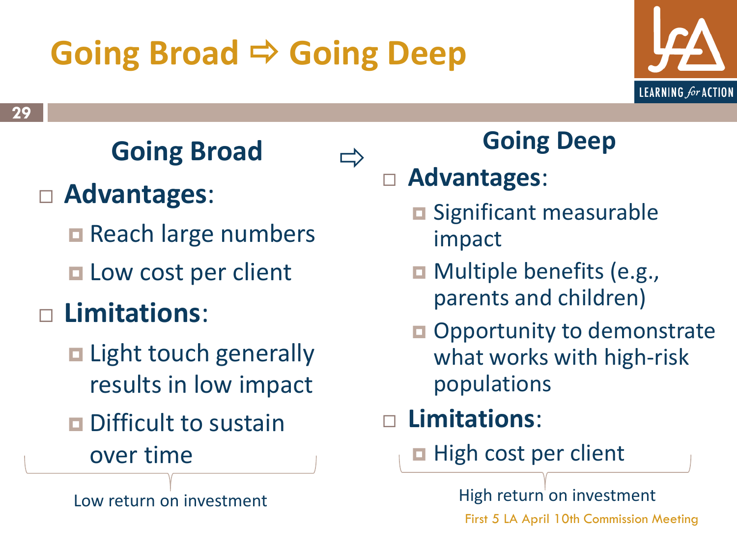# Going Broad ⇨ Going Deep

## Going Broad

- **Advantages**:
  - Reach large numbers
  - Low cost per client
- **Limitations**:
  - Light touch generally results in low impact
  - Difficult to sustain over time

Low return on investment

⇨

## Going Deep

- **Advantages**:
  - Significant measurable impact
  - Multiple benefits (e.g., parents and children)
  - Opportunity to demonstrate what works with high-risk populations
- **Limitations**:
  - High cost per client

High return on investment

First 5 LA April 10th Commission Meeting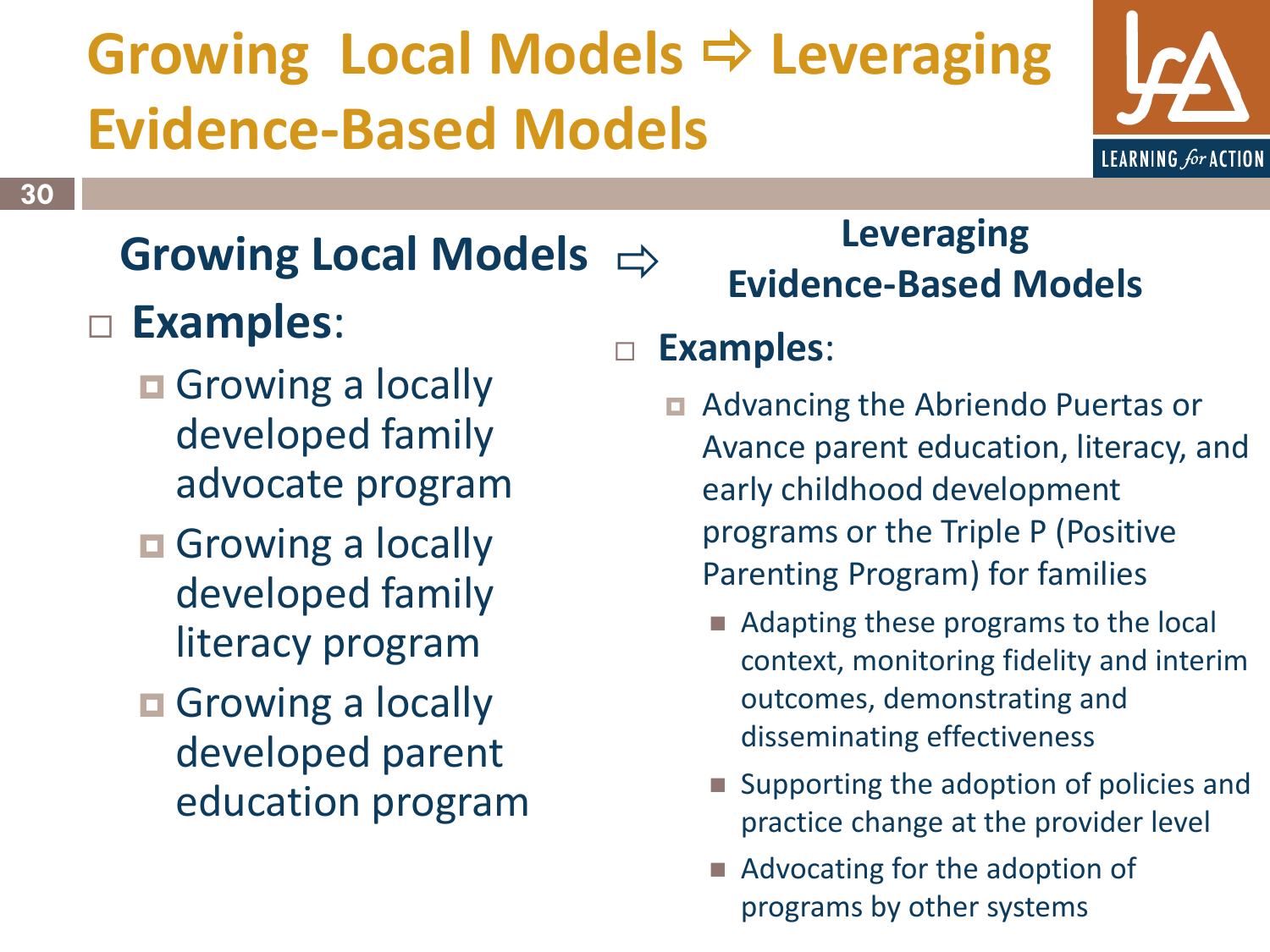# Growing Local Models ⇨ Leveraging Evidence-Based Models

## Growing Local Models ⇨

- **Examples**:
  - Growing a locally developed family advocate program
  - Growing a locally developed family literacy program
  - Growing a locally developed parent education program

## Leveraging Evidence-Based Models

- **Examples**:
  - Advancing the Abriendo Puertas or Avance parent education, literacy, and early childhood development programs or the Triple P (Positive Parenting Program) for families
    - Adapting these programs to the local context, monitoring fidelity and interim outcomes, demonstrating and disseminating effectiveness
    - Supporting the adoption of policies and practice change at the provider level
    - Advocating for the adoption of programs by other systems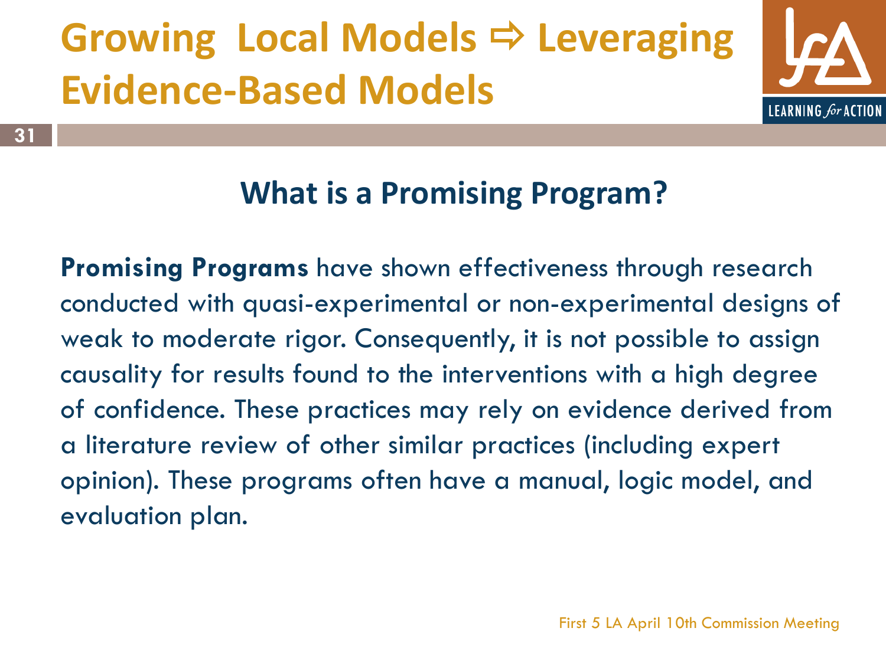# Growing Local Models ⇨ Leveraging Evidence-Based Models

## What is a Promising Program?

**Promising Programs** have shown effectiveness through research conducted with quasi-experimental or non-experimental designs of weak to moderate rigor. Consequently, it is not possible to assign causality for results found to the interventions with a high degree of confidence. These practices may rely on evidence derived from a literature review of other similar practices (including expert opinion). These programs often have a manual, logic model, and evaluation plan.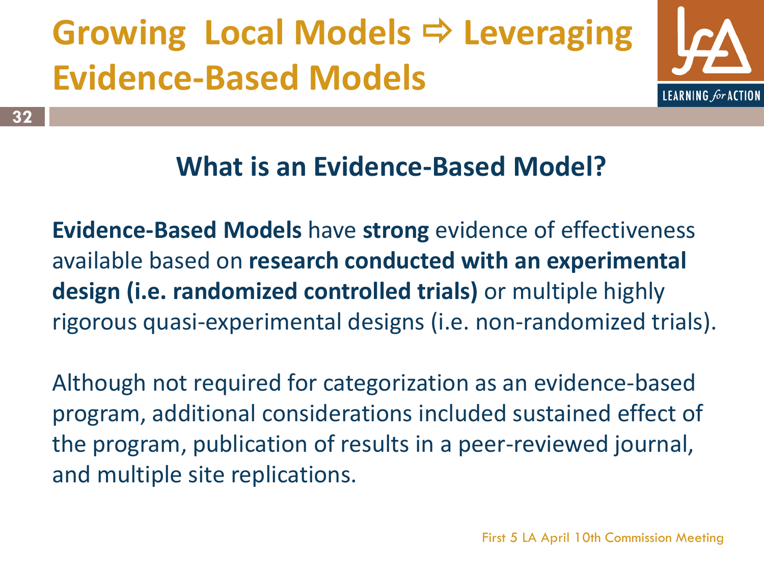# Growing Local Models ⇨ Leveraging Evidence-Based Models

## What is an Evidence-Based Model?

**Evidence-Based Models** have **strong** evidence of effectiveness available based on **research conducted with an experimental design (i.e. randomized controlled trials)** or multiple highly rigorous quasi-experimental designs (i.e. non-randomized trials).

Although not required for categorization as an evidence-based program, additional considerations included sustained effect of the program, publication of results in a peer-reviewed journal, and multiple site replications.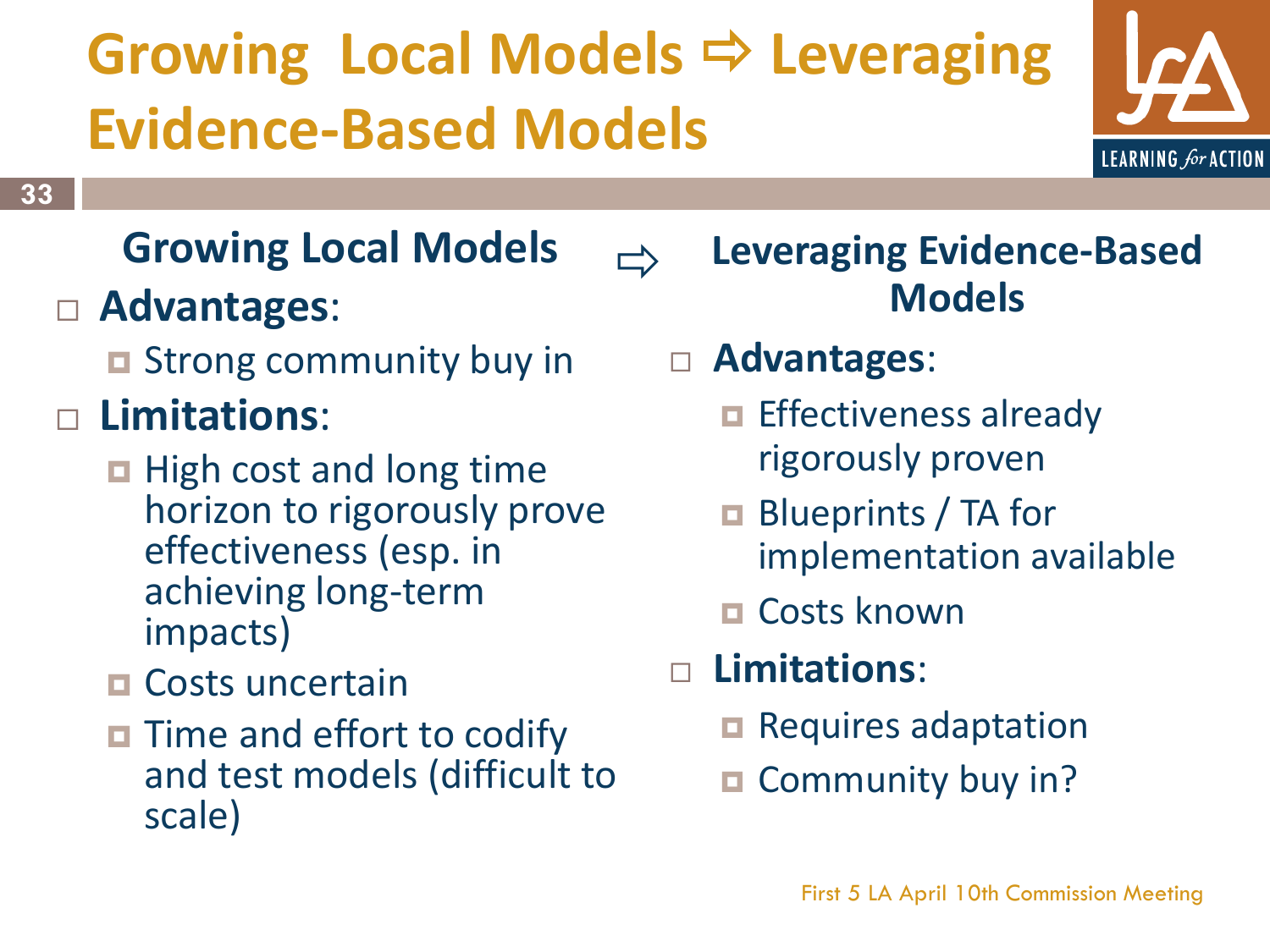# Growing Local Models ⇨ Leveraging Evidence-Based Models

## Growing Local Models

- **Advantages**:
  - Strong community buy in
- **Limitations**:
  - High cost and long time horizon to rigorously prove effectiveness (esp. in achieving long-term impacts)
  - Costs uncertain
  - Time and effort to codify and test models (difficult to scale)

⇨

## Leveraging Evidence-Based Models

- **Advantages**:
  - Effectiveness already rigorously proven
  - Blueprints / TA for implementation available
  - Costs known
- **Limitations**:
  - Requires adaptation
  - Community buy in?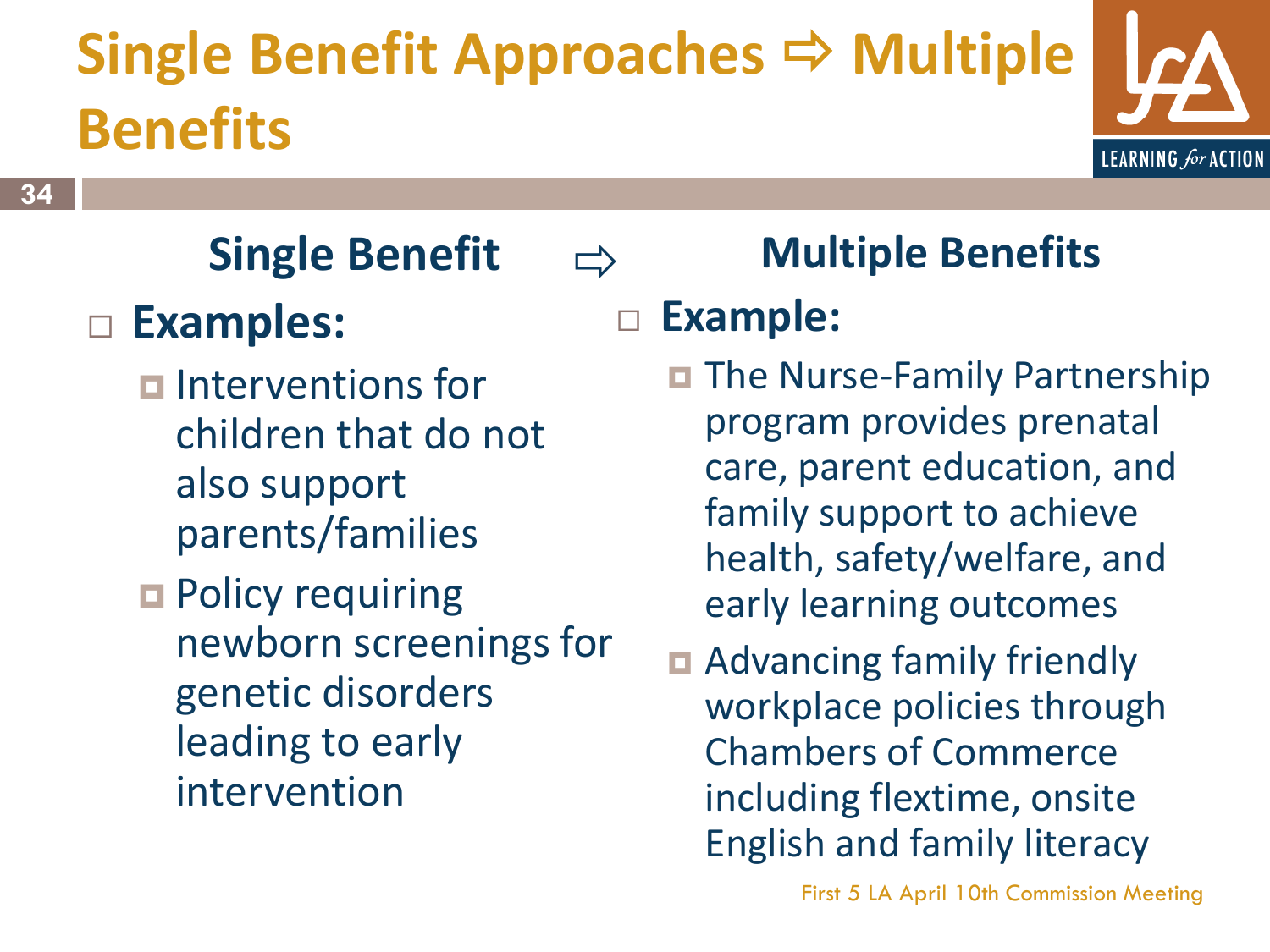# Single Benefit Approaches ⇨ Multiple Benefits

## Single Benefit ⇨ Multiple Benefits

**Single Benefit**

- **Examples:**
  - Interventions for children that do not also support parents/families
  - Policy requiring newborn screenings for genetic disorders leading to early intervention

**Multiple Benefits**

- **Example:**
  - The Nurse-Family Partnership program provides prenatal care, parent education, and family support to achieve health, safety/welfare, and early learning outcomes
  - Advancing family friendly workplace policies through Chambers of Commerce including flextime, onsite English and family literacy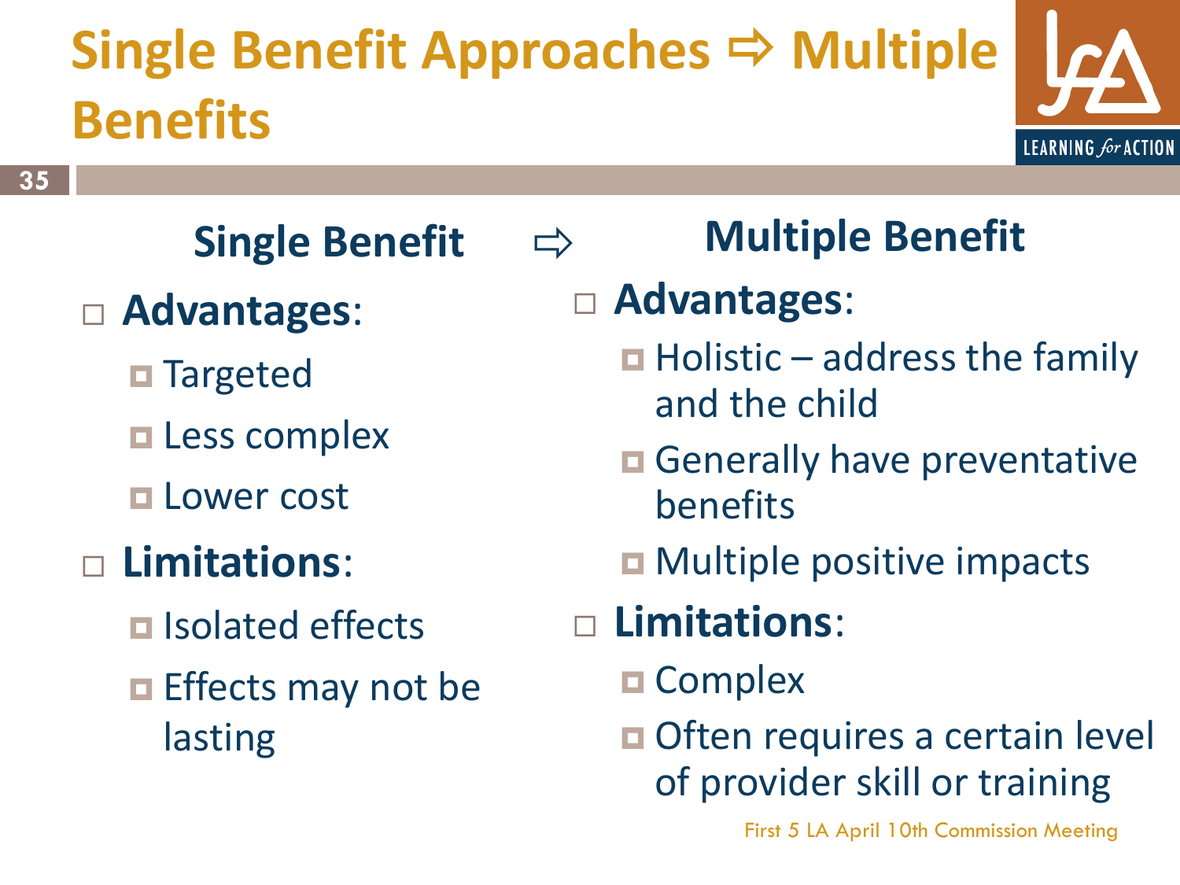# Single Benefit Approaches ⇨ Multiple Benefits

## Single Benefit ⇨ Multiple Benefit

### Single Benefit

- **Advantages**:
  - Targeted
  - Less complex
  - Lower cost
- **Limitations**:
  - Isolated effects
  - Effects may not be lasting

### Multiple Benefit

- **Advantages**:
  - Holistic – address the family and the child
  - Generally have preventative benefits
  - Multiple positive impacts
- **Limitations**:
  - Complex
  - Often requires a certain level of provider skill or training

First 5 LA April 10th Commission Meeting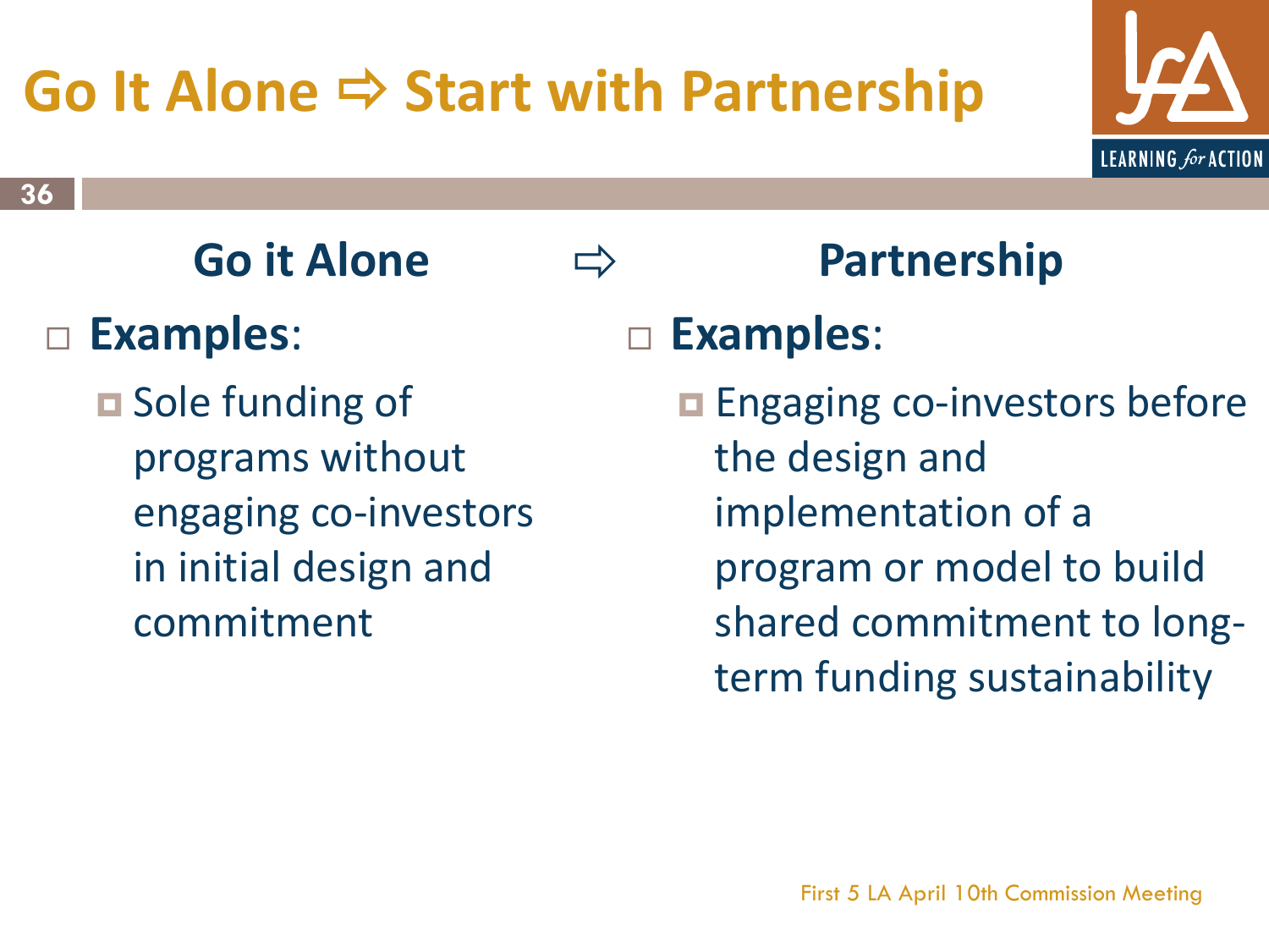# Go It Alone ⇨ Start with Partnership

## Go it Alone ⇨ Partnership

**Go it Alone**

- **Examples**:
  - Sole funding of programs without engaging co-investors in initial design and commitment

**Partnership**

- **Examples**:
  - Engaging co-investors before the design and implementation of a program or model to build shared commitment to long-term funding sustainability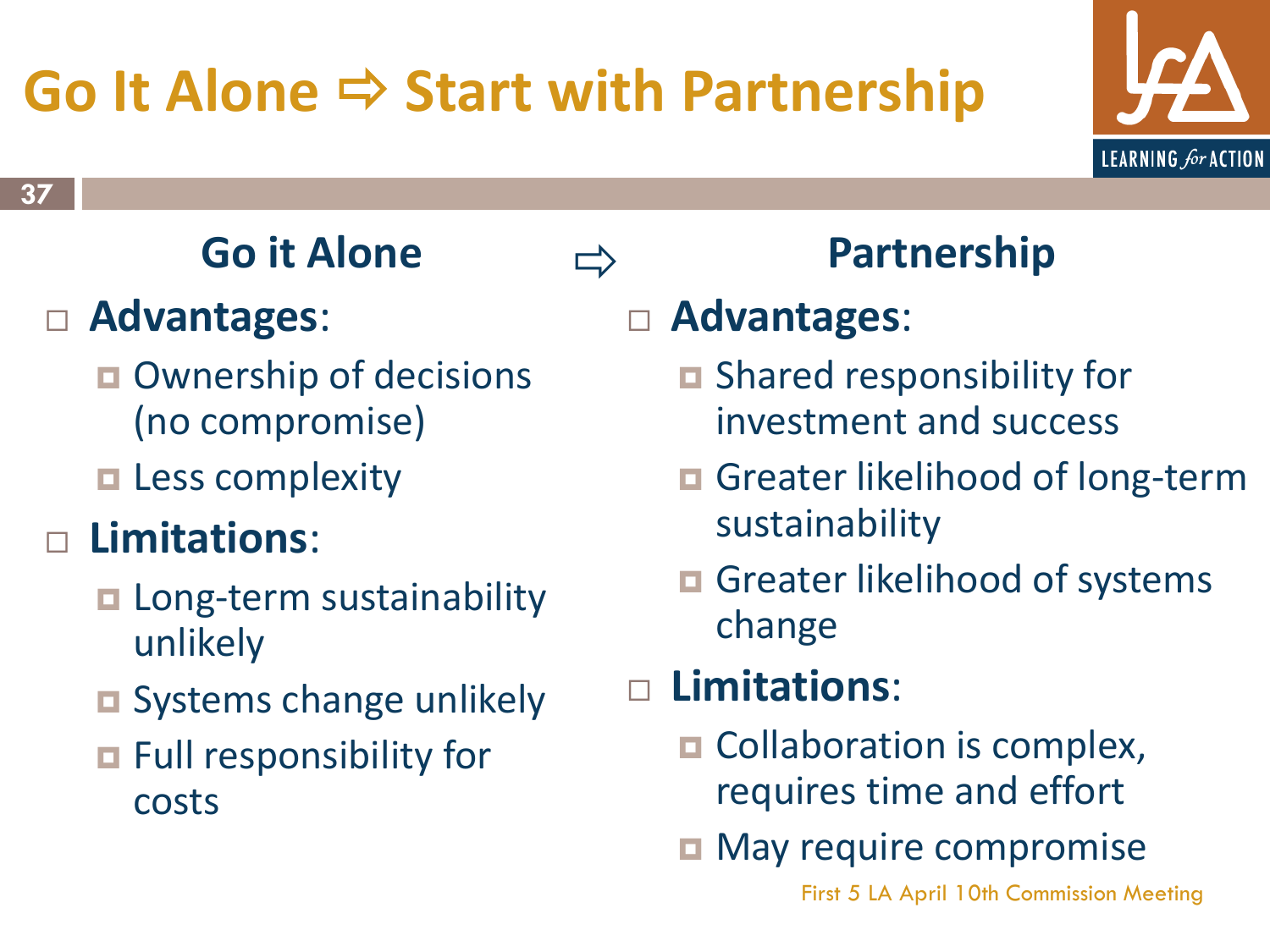# Go It Alone ⇨ Start with Partnership

## Go it Alone

- **Advantages**:
  - Ownership of decisions (no compromise)
  - Less complexity
- **Limitations**:
  - Long-term sustainability unlikely
  - Systems change unlikely
  - Full responsibility for costs

⇨

## Partnership

- **Advantages**:
  - Shared responsibility for investment and success
  - Greater likelihood of long-term sustainability
  - Greater likelihood of systems change
- **Limitations**:
  - Collaboration is complex, requires time and effort
  - May require compromise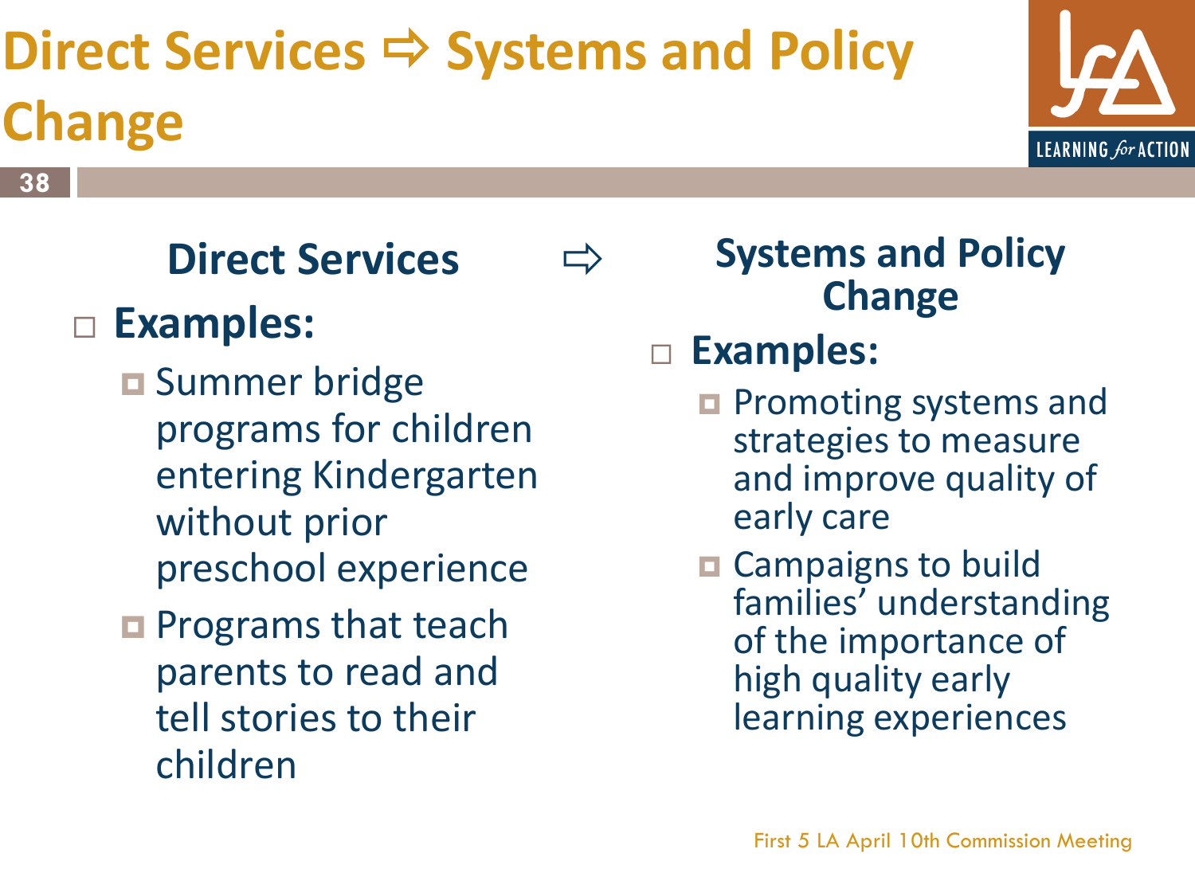# Direct Services ⇨ Systems and Policy Change

## Direct Services

- **Examples:**
  - Summer bridge programs for children entering Kindergarten without prior preschool experience
  - Programs that teach parents to read and tell stories to their children

⇨

## Systems and Policy Change

- **Examples:**
  - Promoting systems and strategies to measure and improve quality of early care
  - Campaigns to build families' understanding of the importance of high quality early learning experiences

First 5 LA April 10th Commission Meeting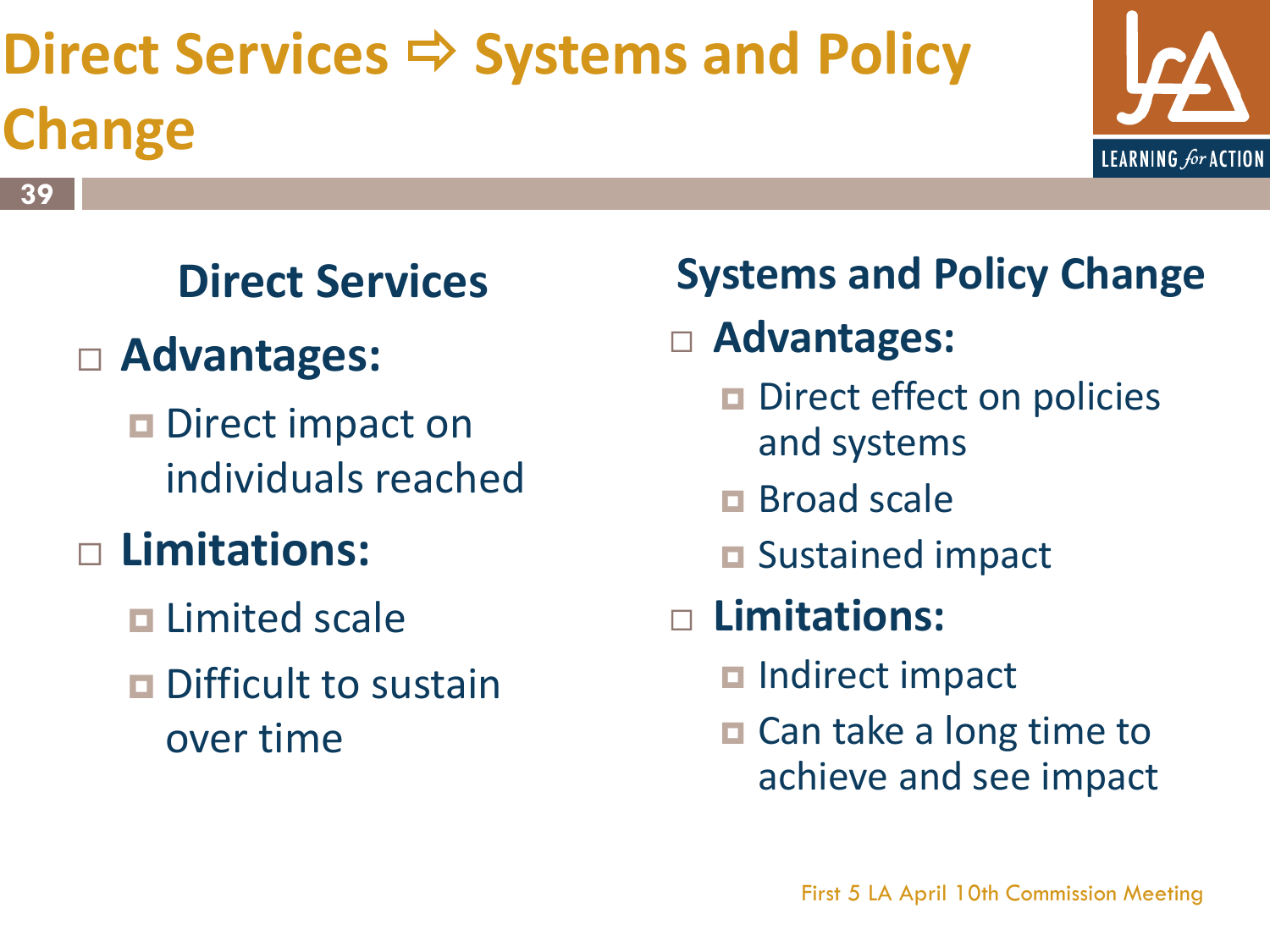# Direct Services ⇨ Systems and Policy Change

## Direct Services

- **Advantages:**
  - Direct impact on individuals reached
- **Limitations:**
  - Limited scale
  - Difficult to sustain over time

## Systems and Policy Change

- **Advantages:**
  - Direct effect on policies and systems
  - Broad scale
  - Sustained impact
- **Limitations:**
  - Indirect impact
  - Can take a long time to achieve and see impact